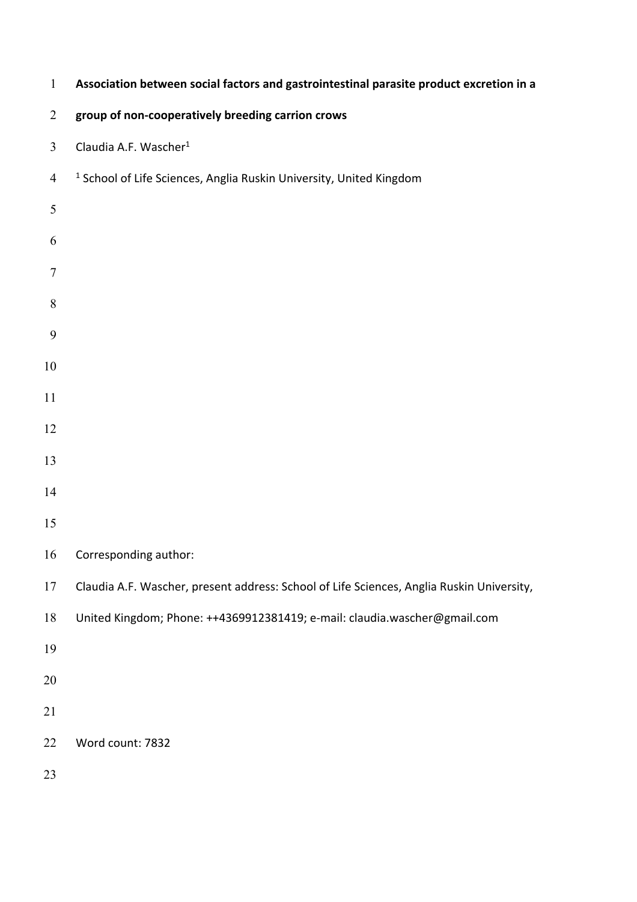# Association between social factors and gastrointestinal parasite product excretion in a group of non-cooperatively breeding carrion crows

Claudia A.F. Wascher[1]

[1] School of Life Sciences, Anglia Ruskin University, United Kingdom

Corresponding author:

Claudia A.F. Wascher, present address: School of Life Sciences, Anglia Ruskin University, United Kingdom; Phone: ++4369912381419; e-mail: claudia.wascher@gmail.com

Word count: 7832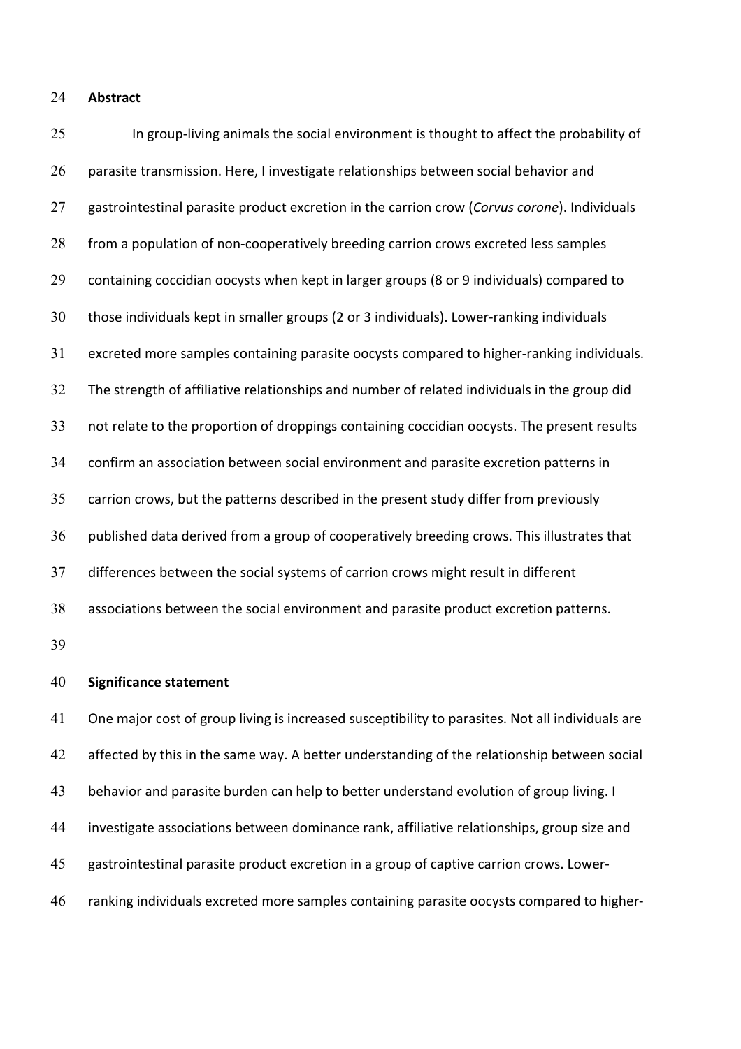## Abstract

In group-living animals the social environment is thought to affect the probability of parasite transmission. Here, I investigate relationships between social behavior and gastrointestinal parasite product excretion in the carrion crow (*Corvus corone*). Individuals from a population of non-cooperatively breeding carrion crows excreted less samples containing coccidian oocysts when kept in larger groups (8 or 9 individuals) compared to those individuals kept in smaller groups (2 or 3 individuals). Lower-ranking individuals excreted more samples containing parasite oocysts compared to higher-ranking individuals. The strength of affiliative relationships and number of related individuals in the group did not relate to the proportion of droppings containing coccidian oocysts. The present results confirm an association between social environment and parasite excretion patterns in carrion crows, but the patterns described in the present study differ from previously published data derived from a group of cooperatively breeding crows. This illustrates that differences between the social systems of carrion crows might result in different associations between the social environment and parasite product excretion patterns.

## Significance statement

One major cost of group living is increased susceptibility to parasites. Not all individuals are affected by this in the same way. A better understanding of the relationship between social behavior and parasite burden can help to better understand evolution of group living. I investigate associations between dominance rank, affiliative relationships, group size and gastrointestinal parasite product excretion in a group of captive carrion crows. Lower-ranking individuals excreted more samples containing parasite oocysts compared to higher-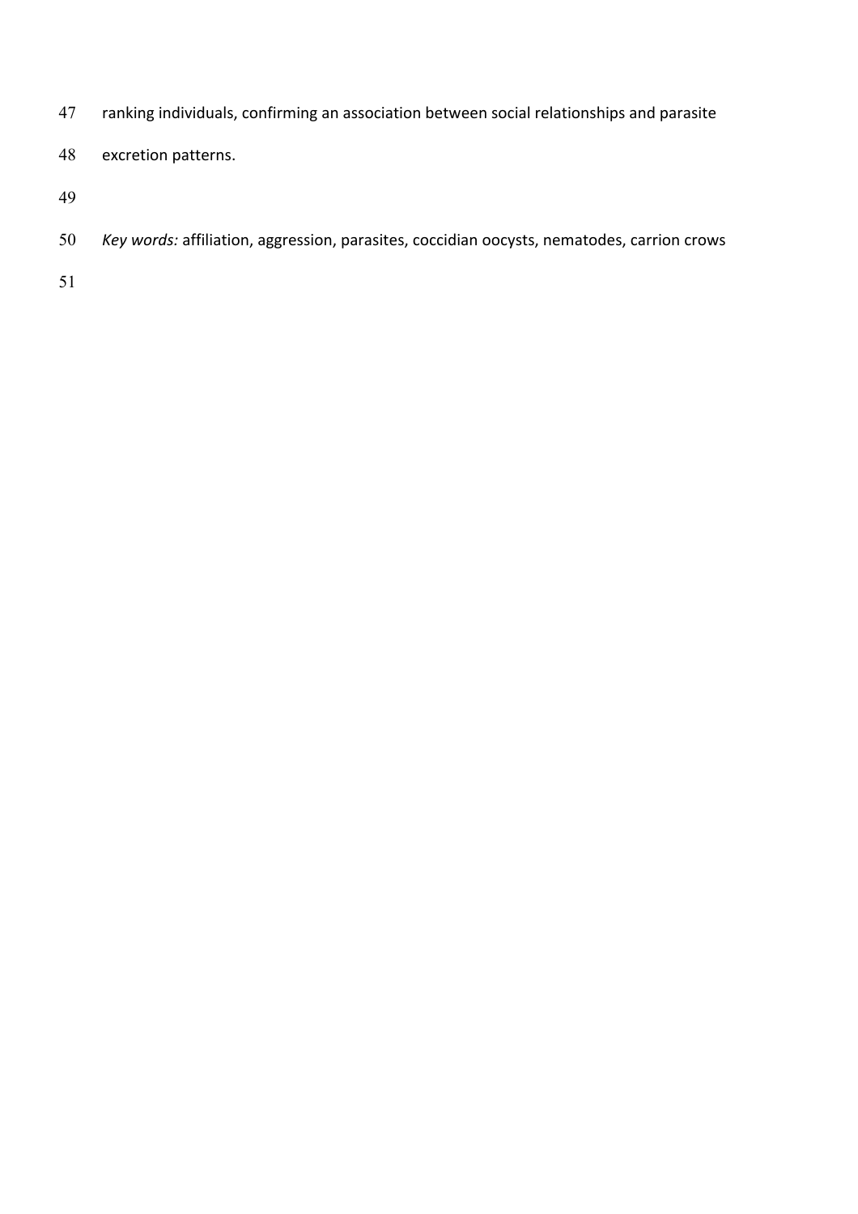ranking individuals, confirming an association between social relationships and parasite excretion patterns.

*Key words:* affiliation, aggression, parasites, coccidian oocysts, nematodes, carrion crows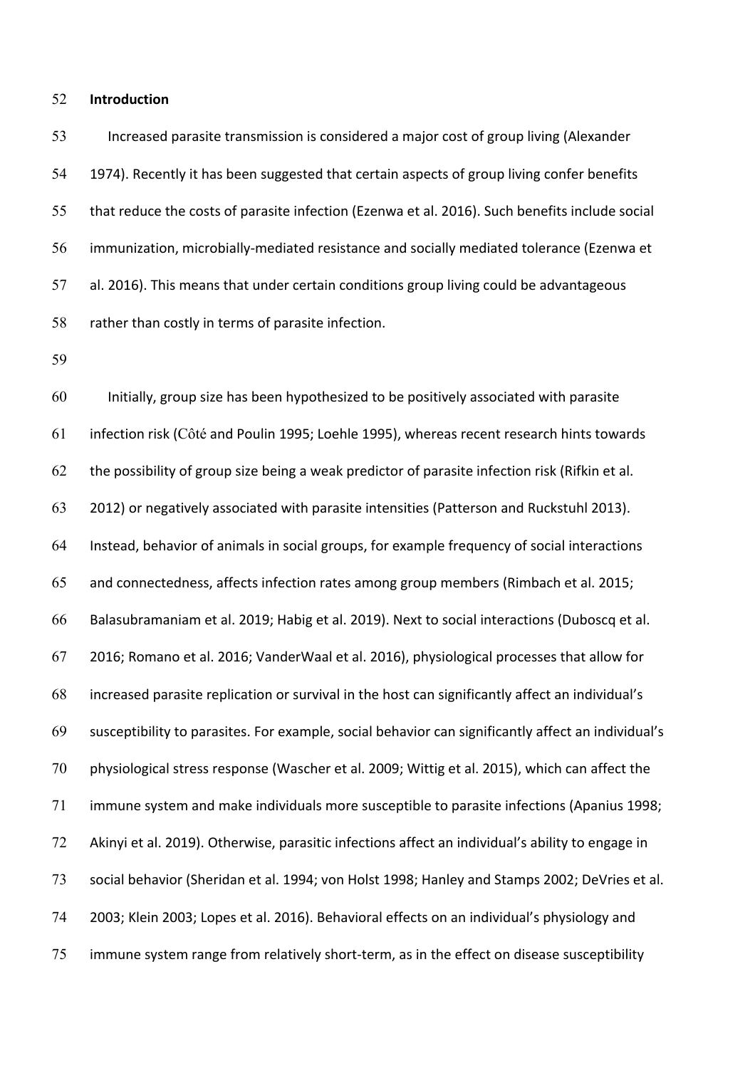## Introduction

Increased parasite transmission is considered a major cost of group living (Alexander 1974). Recently it has been suggested that certain aspects of group living confer benefits that reduce the costs of parasite infection (Ezenwa et al. 2016). Such benefits include social immunization, microbially-mediated resistance and socially mediated tolerance (Ezenwa et al. 2016). This means that under certain conditions group living could be advantageous rather than costly in terms of parasite infection.

Initially, group size has been hypothesized to be positively associated with parasite infection risk (Côté and Poulin 1995; Loehle 1995), whereas recent research hints towards the possibility of group size being a weak predictor of parasite infection risk (Rifkin et al. 2012) or negatively associated with parasite intensities (Patterson and Ruckstuhl 2013). Instead, behavior of animals in social groups, for example frequency of social interactions and connectedness, affects infection rates among group members (Rimbach et al. 2015; Balasubramaniam et al. 2019; Habig et al. 2019). Next to social interactions (Duboscq et al. 2016; Romano et al. 2016; VanderWaal et al. 2016), physiological processes that allow for increased parasite replication or survival in the host can significantly affect an individual's susceptibility to parasites. For example, social behavior can significantly affect an individual's physiological stress response (Wascher et al. 2009; Wittig et al. 2015), which can affect the immune system and make individuals more susceptible to parasite infections (Apanius 1998; Akinyi et al. 2019). Otherwise, parasitic infections affect an individual's ability to engage in social behavior (Sheridan et al. 1994; von Holst 1998; Hanley and Stamps 2002; DeVries et al. 2003; Klein 2003; Lopes et al. 2016). Behavioral effects on an individual's physiology and immune system range from relatively short-term, as in the effect on disease susceptibility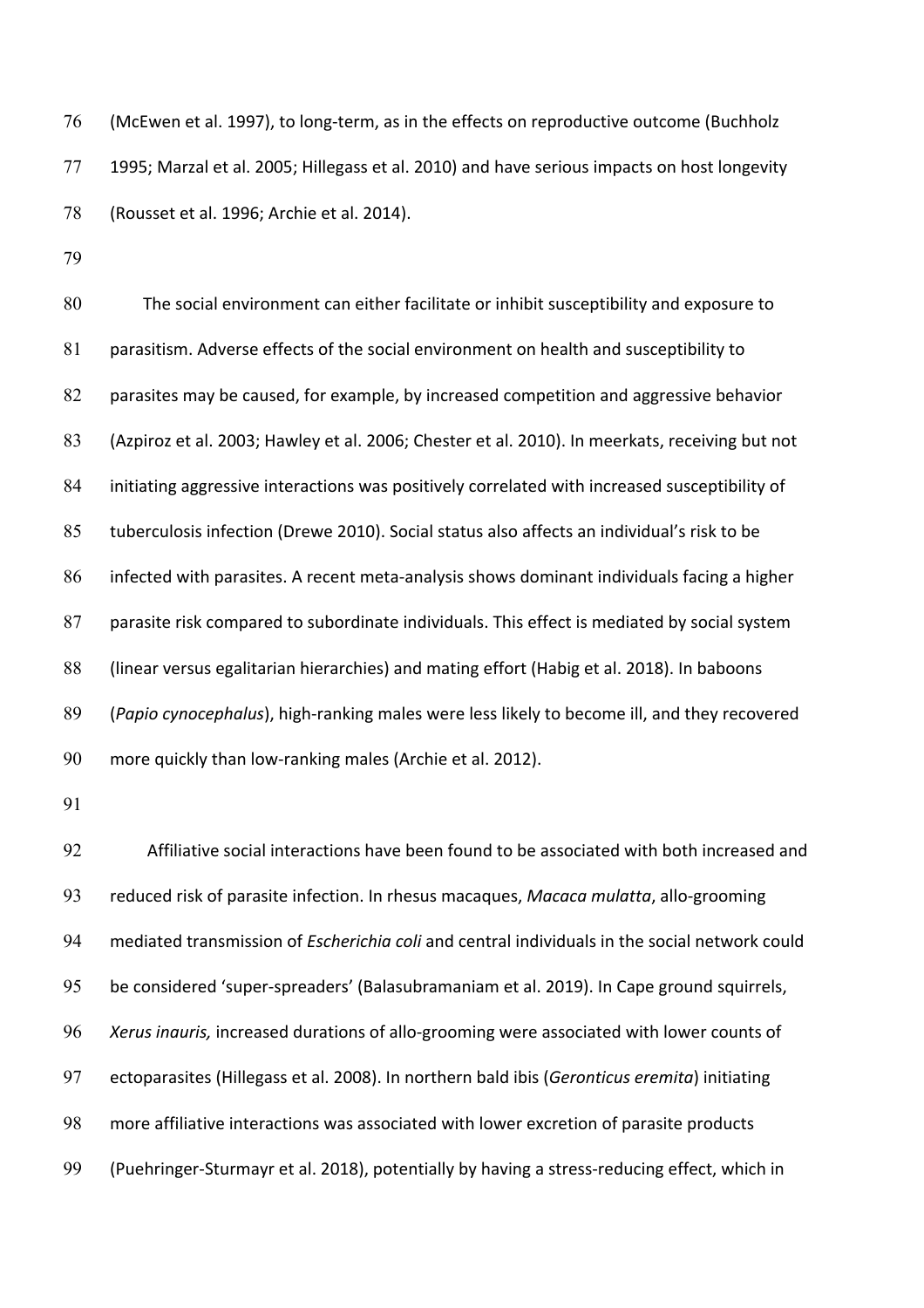(McEwen et al. 1997), to long-term, as in the effects on reproductive outcome (Buchholz 1995; Marzal et al. 2005; Hillegass et al. 2010) and have serious impacts on host longevity (Rousset et al. 1996; Archie et al. 2014).

The social environment can either facilitate or inhibit susceptibility and exposure to parasitism. Adverse effects of the social environment on health and susceptibility to parasites may be caused, for example, by increased competition and aggressive behavior (Azpiroz et al. 2003; Hawley et al. 2006; Chester et al. 2010). In meerkats, receiving but not initiating aggressive interactions was positively correlated with increased susceptibility of tuberculosis infection (Drewe 2010). Social status also affects an individual's risk to be infected with parasites. A recent meta-analysis shows dominant individuals facing a higher parasite risk compared to subordinate individuals. This effect is mediated by social system (linear versus egalitarian hierarchies) and mating effort (Habig et al. 2018). In baboons (*Papio cynocephalus*), high-ranking males were less likely to become ill, and they recovered more quickly than low-ranking males (Archie et al. 2012).

Affiliative social interactions have been found to be associated with both increased and reduced risk of parasite infection. In rhesus macaques, *Macaca mulatta*, allo-grooming mediated transmission of *Escherichia coli* and central individuals in the social network could be considered 'super-spreaders' (Balasubramaniam et al. 2019). In Cape ground squirrels, *Xerus inauris,* increased durations of allo-grooming were associated with lower counts of ectoparasites (Hillegass et al. 2008). In northern bald ibis (*Geronticus eremita*) initiating more affiliative interactions was associated with lower excretion of parasite products (Puehringer-Sturmayr et al. 2018), potentially by having a stress-reducing effect, which in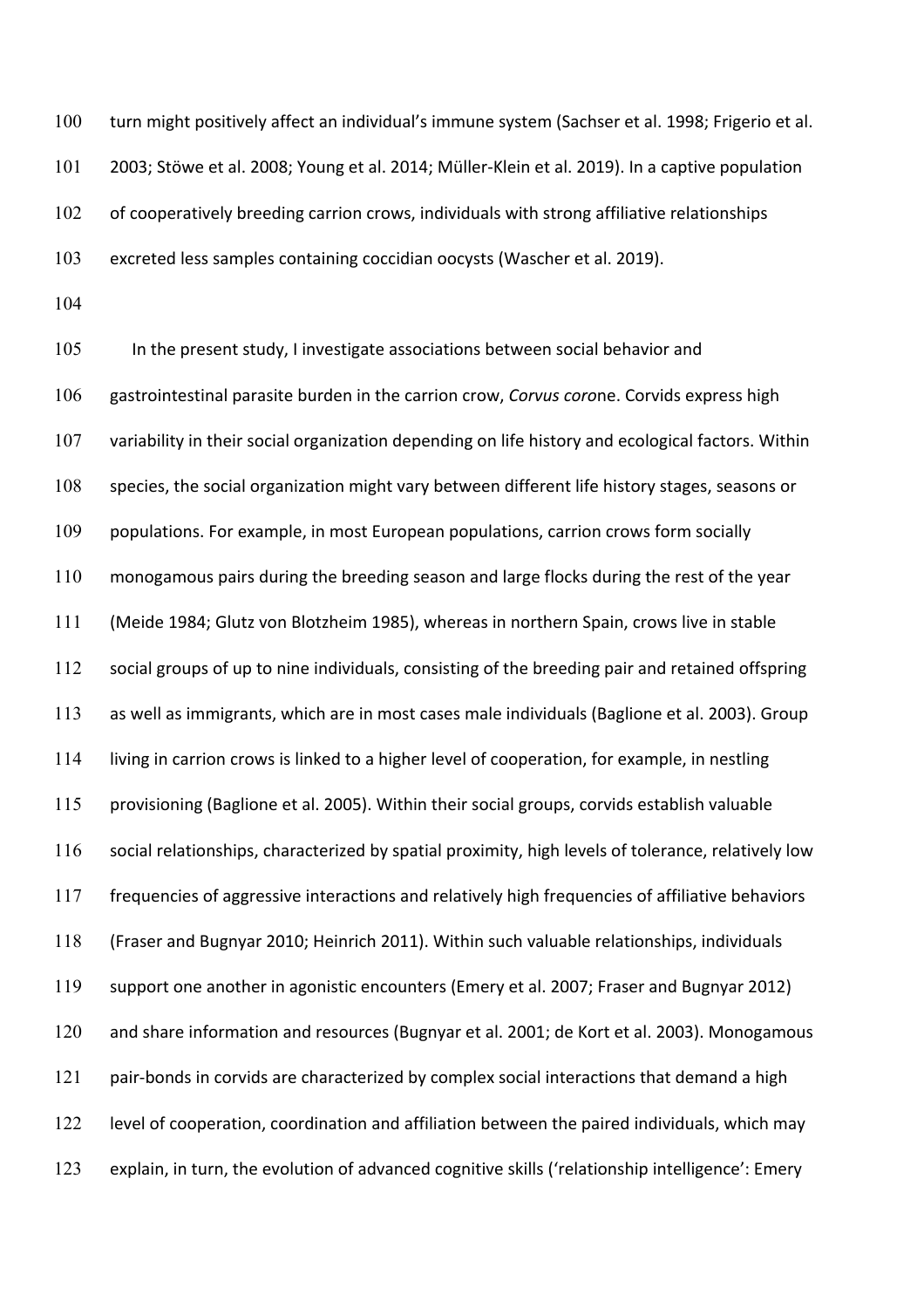turn might positively affect an individual's immune system (Sachser et al. 1998; Frigerio et al. 2003; Stöwe et al. 2008; Young et al. 2014; Müller-Klein et al. 2019). In a captive population of cooperatively breeding carrion crows, individuals with strong affiliative relationships excreted less samples containing coccidian oocysts (Wascher et al. 2019).

In the present study, I investigate associations between social behavior and gastrointestinal parasite burden in the carrion crow, *Corvus corone*. Corvids express high variability in their social organization depending on life history and ecological factors. Within species, the social organization might vary between different life history stages, seasons or populations. For example, in most European populations, carrion crows form socially monogamous pairs during the breeding season and large flocks during the rest of the year (Meide 1984; Glutz von Blotzheim 1985), whereas in northern Spain, crows live in stable social groups of up to nine individuals, consisting of the breeding pair and retained offspring as well as immigrants, which are in most cases male individuals (Baglione et al. 2003). Group living in carrion crows is linked to a higher level of cooperation, for example, in nestling provisioning (Baglione et al. 2005). Within their social groups, corvids establish valuable social relationships, characterized by spatial proximity, high levels of tolerance, relatively low frequencies of aggressive interactions and relatively high frequencies of affiliative behaviors (Fraser and Bugnyar 2010; Heinrich 2011). Within such valuable relationships, individuals support one another in agonistic encounters (Emery et al. 2007; Fraser and Bugnyar 2012) and share information and resources (Bugnyar et al. 2001; de Kort et al. 2003). Monogamous pair-bonds in corvids are characterized by complex social interactions that demand a high level of cooperation, coordination and affiliation between the paired individuals, which may explain, in turn, the evolution of advanced cognitive skills ('relationship intelligence': Emery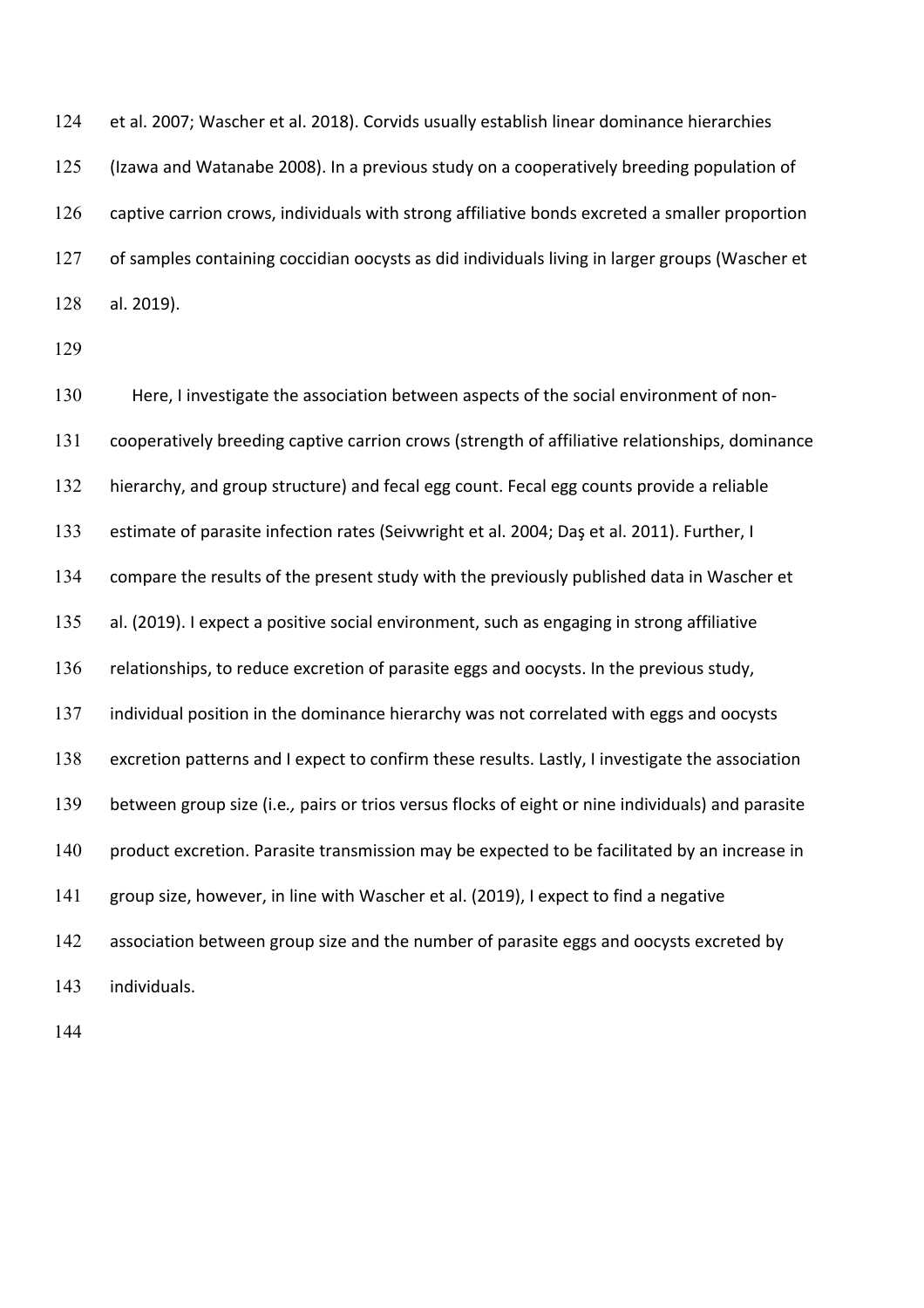et al. 2007; Wascher et al. 2018). Corvids usually establish linear dominance hierarchies (Izawa and Watanabe 2008). In a previous study on a cooperatively breeding population of captive carrion crows, individuals with strong affiliative bonds excreted a smaller proportion of samples containing coccidian oocysts as did individuals living in larger groups (Wascher et al. 2019).

Here, I investigate the association between aspects of the social environment of non-cooperatively breeding captive carrion crows (strength of affiliative relationships, dominance hierarchy, and group structure) and fecal egg count. Fecal egg counts provide a reliable estimate of parasite infection rates (Seivwright et al. 2004; Daş et al. 2011). Further, I compare the results of the present study with the previously published data in Wascher et al. (2019). I expect a positive social environment, such as engaging in strong affiliative relationships, to reduce excretion of parasite eggs and oocysts. In the previous study, individual position in the dominance hierarchy was not correlated with eggs and oocysts excretion patterns and I expect to confirm these results. Lastly, I investigate the association between group size (i.e*.,* pairs or trios versus flocks of eight or nine individuals) and parasite product excretion. Parasite transmission may be expected to be facilitated by an increase in group size, however, in line with Wascher et al. (2019), I expect to find a negative association between group size and the number of parasite eggs and oocysts excreted by individuals.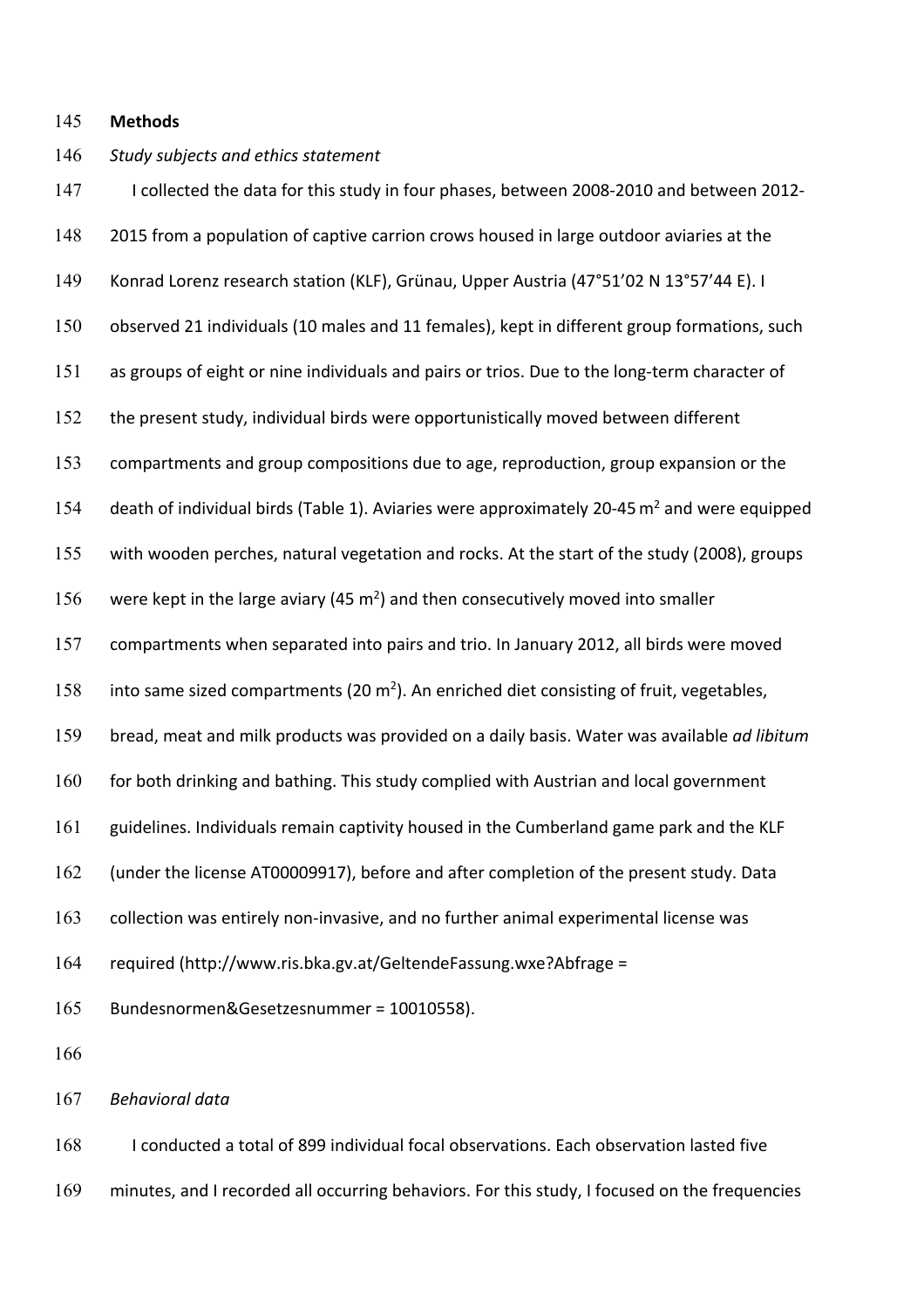## Methods

*Study subjects and ethics statement*

I collected the data for this study in four phases, between 2008-2010 and between 2012-2015 from a population of captive carrion crows housed in large outdoor aviaries at the Konrad Lorenz research station (KLF), Grünau, Upper Austria (47°51'02 N 13°57'44 E). I observed 21 individuals (10 males and 11 females), kept in different group formations, such as groups of eight or nine individuals and pairs or trios. Due to the long-term character of the present study, individual birds were opportunistically moved between different compartments and group compositions due to age, reproduction, group expansion or the death of individual birds (Table 1). Aviaries were approximately 20-45 $m^2$ and were equipped with wooden perches, natural vegetation and rocks. At the start of the study (2008), groups were kept in the large aviary (45 $m^2$) and then consecutively moved into smaller compartments when separated into pairs and trio. In January 2012, all birds were moved into same sized compartments (20 $m^2$). An enriched diet consisting of fruit, vegetables, bread, meat and milk products was provided on a daily basis. Water was available *ad libitum* for both drinking and bathing. This study complied with Austrian and local government guidelines. Individuals remain captivity housed in the Cumberland game park and the KLF (under the license AT00009917), before and after completion of the present study. Data collection was entirely non-invasive, and no further animal experimental license was required (http://www.ris.bka.gv.at/GeltendeFassung.wxe?Abfrage = Bundesnormen&Gesetzesnummer = 10010558).

*Behavioral data*

I conducted a total of 899 individual focal observations. Each observation lasted five minutes, and I recorded all occurring behaviors. For this study, I focused on the frequencies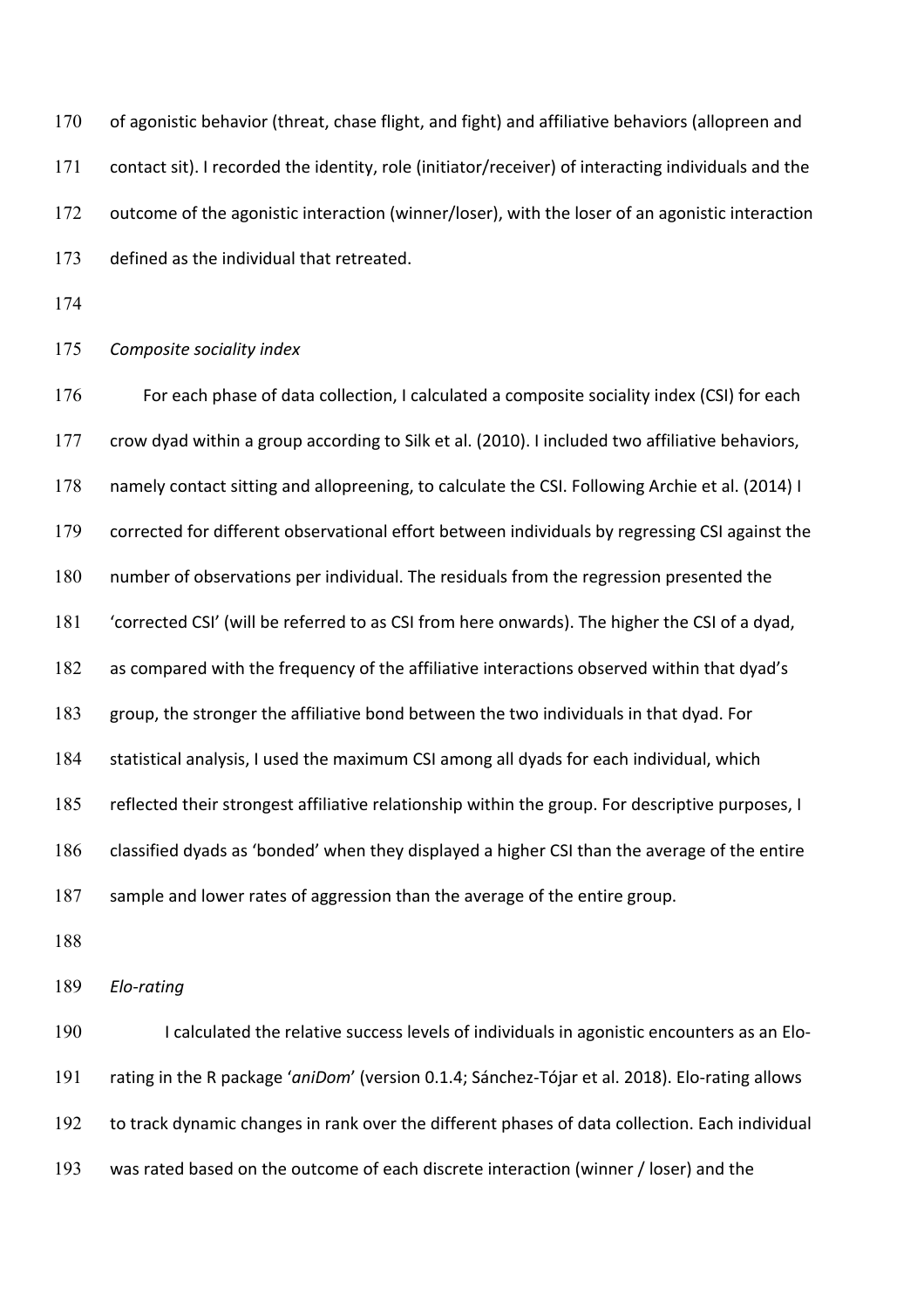of agonistic behavior (threat, chase flight, and fight) and affiliative behaviors (allopreen and contact sit). I recorded the identity, role (initiator/receiver) of interacting individuals and the outcome of the agonistic interaction (winner/loser), with the loser of an agonistic interaction defined as the individual that retreated.

### *Composite sociality index*

For each phase of data collection, I calculated a composite sociality index (CSI) for each crow dyad within a group according to Silk et al. (2010). I included two affiliative behaviors, namely contact sitting and allopreening, to calculate the CSI. Following Archie et al. (2014) I corrected for different observational effort between individuals by regressing CSI against the number of observations per individual. The residuals from the regression presented the 'corrected CSI' (will be referred to as CSI from here onwards). The higher the CSI of a dyad, as compared with the frequency of the affiliative interactions observed within that dyad's group, the stronger the affiliative bond between the two individuals in that dyad. For statistical analysis, I used the maximum CSI among all dyads for each individual, which reflected their strongest affiliative relationship within the group. For descriptive purposes, I classified dyads as 'bonded' when they displayed a higher CSI than the average of the entire sample and lower rates of aggression than the average of the entire group.

### *Elo-rating*

I calculated the relative success levels of individuals in agonistic encounters as an Elo-rating in the R package '*aniDom*' (version 0.1.4; Sánchez-Tójar et al. 2018). Elo-rating allows to track dynamic changes in rank over the different phases of data collection. Each individual was rated based on the outcome of each discrete interaction (winner / loser) and the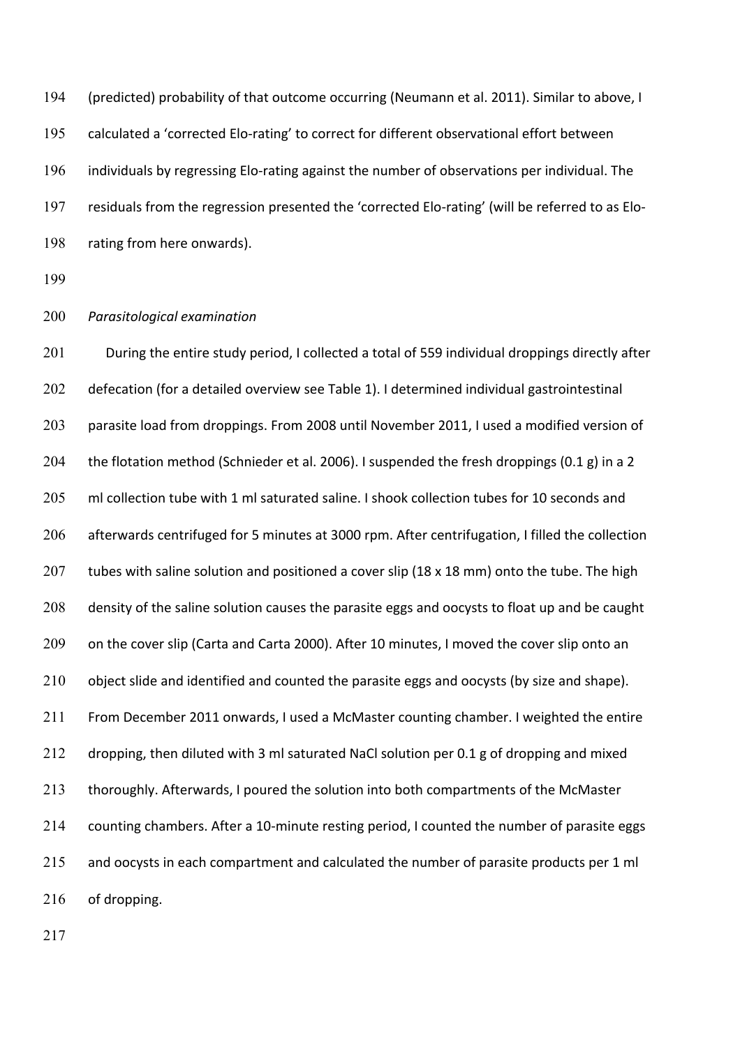(predicted) probability of that outcome occurring (Neumann et al. 2011). Similar to above, I calculated a 'corrected Elo-rating' to correct for different observational effort between individuals by regressing Elo-rating against the number of observations per individual. The residuals from the regression presented the 'corrected Elo-rating' (will be referred to as Elo-rating from here onwards).

*Parasitological examination*

During the entire study period, I collected a total of 559 individual droppings directly after defecation (for a detailed overview see Table 1). I determined individual gastrointestinal parasite load from droppings. From 2008 until November 2011, I used a modified version of the flotation method (Schnieder et al. 2006). I suspended the fresh droppings (0.1 g) in a 2 ml collection tube with 1 ml saturated saline. I shook collection tubes for 10 seconds and afterwards centrifuged for 5 minutes at 3000 rpm. After centrifugation, I filled the collection tubes with saline solution and positioned a cover slip (18 x 18 mm) onto the tube. The high density of the saline solution causes the parasite eggs and oocysts to float up and be caught on the cover slip (Carta and Carta 2000). After 10 minutes, I moved the cover slip onto an object slide and identified and counted the parasite eggs and oocysts (by size and shape). From December 2011 onwards, I used a McMaster counting chamber. I weighted the entire dropping, then diluted with 3 ml saturated NaCl solution per 0.1 g of dropping and mixed thoroughly. Afterwards, I poured the solution into both compartments of the McMaster counting chambers. After a 10-minute resting period, I counted the number of parasite eggs and oocysts in each compartment and calculated the number of parasite products per 1 ml of dropping.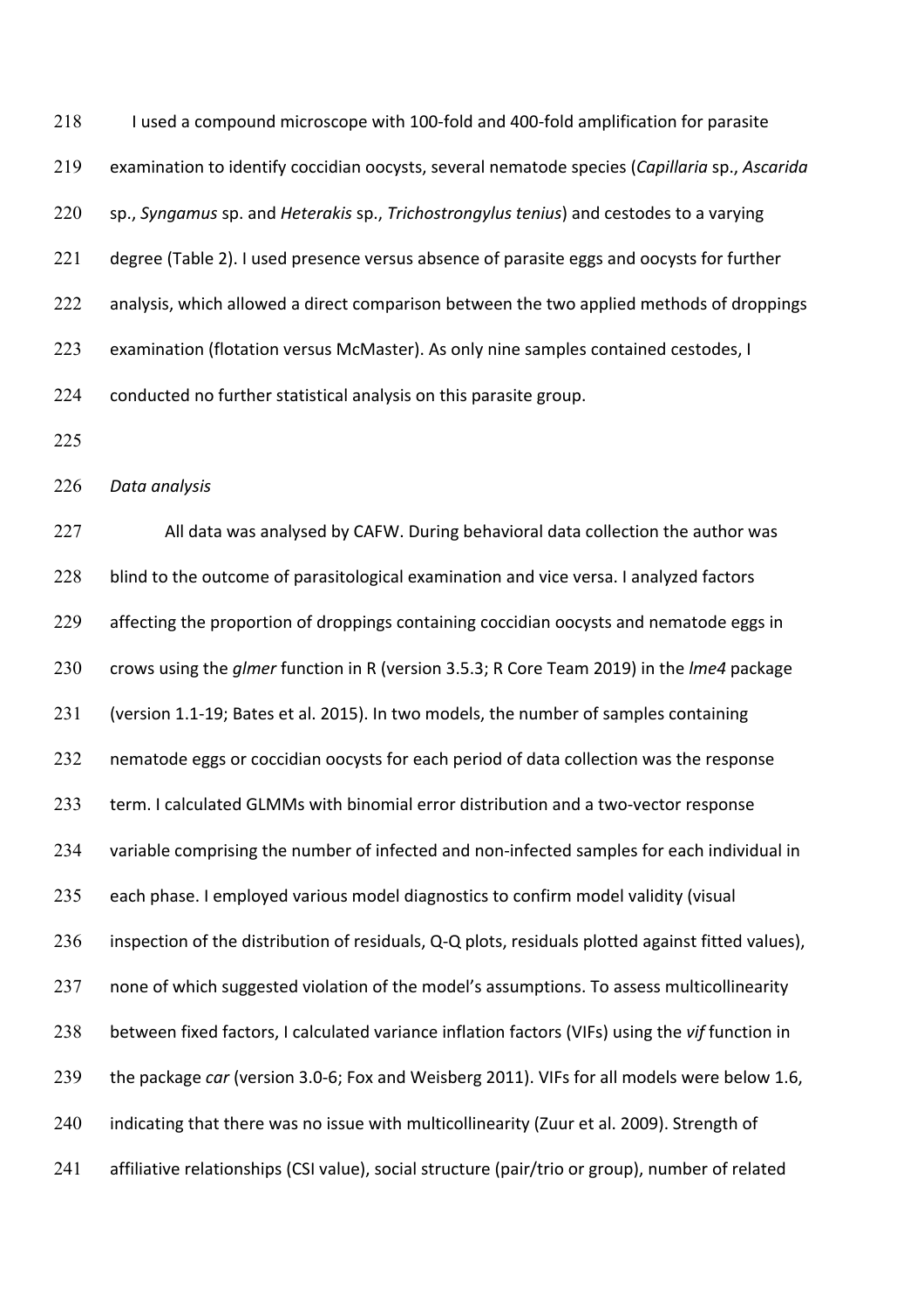I used a compound microscope with 100-fold and 400-fold amplification for parasite examination to identify coccidian oocysts, several nematode species (*Capillaria* sp., *Ascarida* sp., *Syngamus* sp. and *Heterakis* sp., *Trichostrongylus tenius*) and cestodes to a varying degree (Table 2). I used presence versus absence of parasite eggs and oocysts for further analysis, which allowed a direct comparison between the two applied methods of droppings examination (flotation versus McMaster). As only nine samples contained cestodes, I conducted no further statistical analysis on this parasite group.

*Data analysis*

All data was analysed by CAFW. During behavioral data collection the author was blind to the outcome of parasitological examination and vice versa. I analyzed factors affecting the proportion of droppings containing coccidian oocysts and nematode eggs in crows using the *glmer* function in R (version 3.5.3; R Core Team 2019) in the *lme4* package (version 1.1-19; Bates et al. 2015). In two models, the number of samples containing nematode eggs or coccidian oocysts for each period of data collection was the response term. I calculated GLMMs with binomial error distribution and a two-vector response variable comprising the number of infected and non-infected samples for each individual in each phase. I employed various model diagnostics to confirm model validity (visual inspection of the distribution of residuals, Q-Q plots, residuals plotted against fitted values), none of which suggested violation of the model's assumptions. To assess multicollinearity between fixed factors, I calculated variance inflation factors (VIFs) using the *vif* function in the package *car* (version 3.0-6; Fox and Weisberg 2011). VIFs for all models were below 1.6, indicating that there was no issue with multicollinearity (Zuur et al. 2009). Strength of affiliative relationships (CSI value), social structure (pair/trio or group), number of related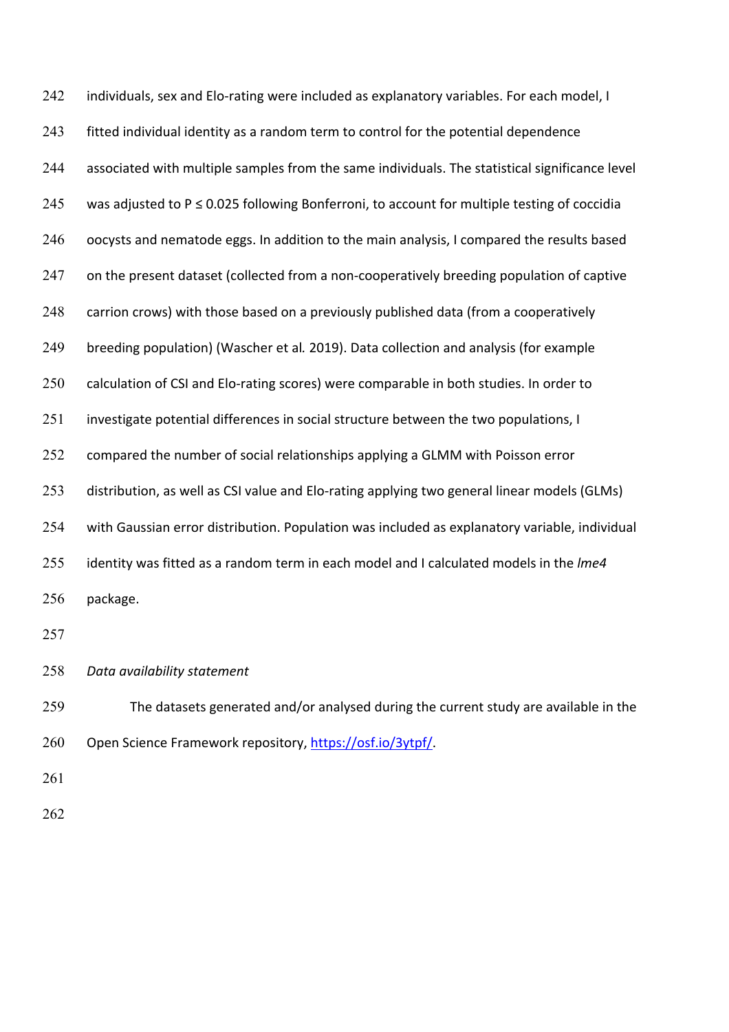individuals, sex and Elo-rating were included as explanatory variables. For each model, I fitted individual identity as a random term to control for the potential dependence associated with multiple samples from the same individuals. The statistical significance level was adjusted to $P \leq 0.025$ following Bonferroni, to account for multiple testing of coccidia oocysts and nematode eggs. In addition to the main analysis, I compared the results based on the present dataset (collected from a non-cooperatively breeding population of captive carrion crows) with those based on a previously published data (from a cooperatively breeding population) (Wascher et al*.* 2019). Data collection and analysis (for example calculation of CSI and Elo-rating scores) were comparable in both studies. In order to investigate potential differences in social structure between the two populations, I compared the number of social relationships applying a GLMM with Poisson error distribution, as well as CSI value and Elo-rating applying two general linear models (GLMs) with Gaussian error distribution. Population was included as explanatory variable, individual identity was fitted as a random term in each model and I calculated models in the *lme4* package.

*Data availability statement*

The datasets generated and/or analysed during the current study are available in the Open Science Framework repository, https://osf.io/3ytpf/.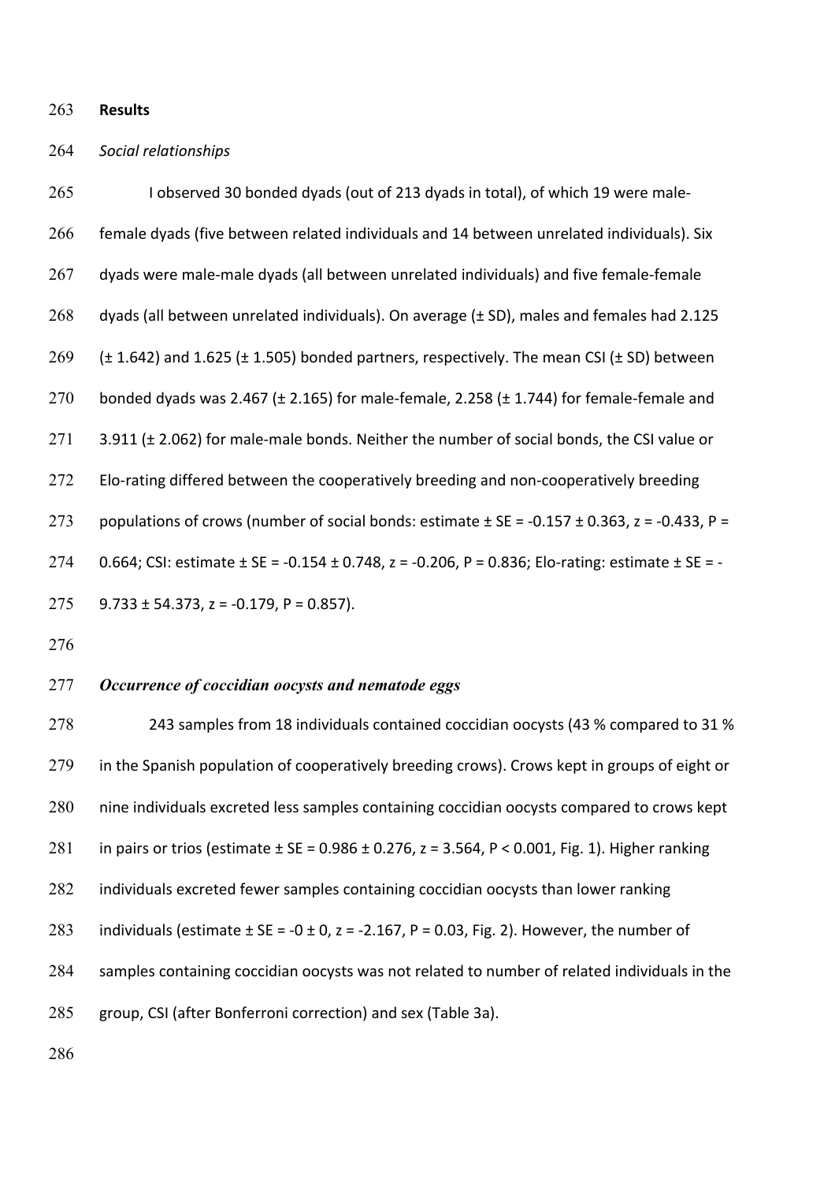## Results

*Social relationships*

I observed 30 bonded dyads (out of 213 dyads in total), of which 19 were male-female dyads (five between related individuals and 14 between unrelated individuals). Six dyads were male-male dyads (all between unrelated individuals) and five female-female dyads (all between unrelated individuals). On average (± SD), males and females had 2.125 (± 1.642) and 1.625 (± 1.505) bonded partners, respectively. The mean CSI (± SD) between bonded dyads was 2.467 (± 2.165) for male-female, 2.258 (± 1.744) for female-female and 3.911 (± 2.062) for male-male bonds. Neither the number of social bonds, the CSI value or Elo-rating differed between the cooperatively breeding and non-cooperatively breeding populations of crows (number of social bonds: estimate ± SE = -0.157 ± 0.363, $z = -0.433$, $P = 0.664$; CSI: estimate ± SE = -0.154 ± 0.748, $z = -0.206$, $P = 0.836$; Elo-rating: estimate ± SE = -9.733 ± 54.373, $z = -0.179$, $P = 0.857$).

***Occurrence of coccidian oocysts and nematode eggs***

243 samples from 18 individuals contained coccidian oocysts (43 % compared to 31 % in the Spanish population of cooperatively breeding crows). Crows kept in groups of eight or nine individuals excreted less samples containing coccidian oocysts compared to crows kept in pairs or trios (estimate ± SE = 0.986 ± 0.276, $z = 3.564$, $P < 0.001$, Fig. 1). Higher ranking individuals excreted fewer samples containing coccidian oocysts than lower ranking individuals (estimate ± SE = -0 ± 0, $z = -2.167$, $P = 0.03$, Fig. 2). However, the number of samples containing coccidian oocysts was not related to number of related individuals in the group, CSI (after Bonferroni correction) and sex (Table 3a).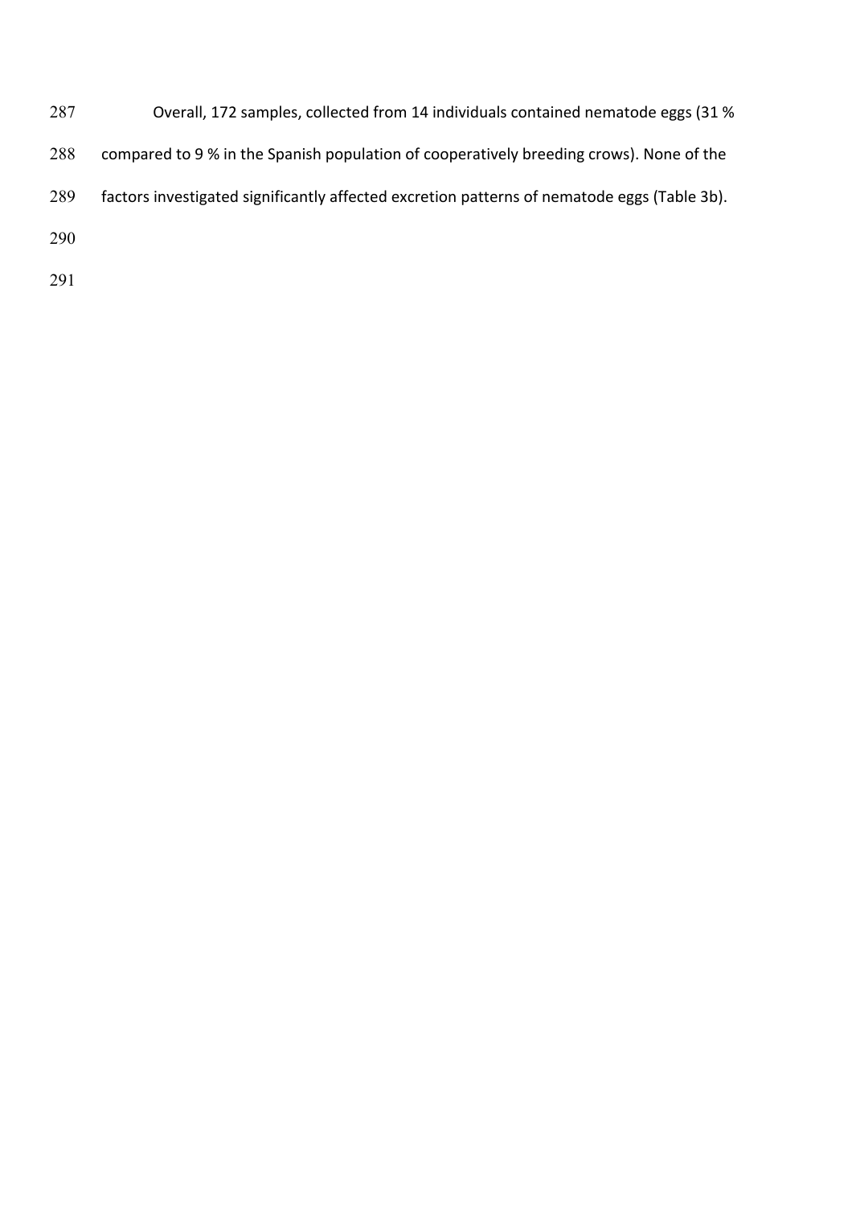Overall, 172 samples, collected from 14 individuals contained nematode eggs (31 % compared to 9 % in the Spanish population of cooperatively breeding crows). None of the factors investigated significantly affected excretion patterns of nematode eggs (Table 3b).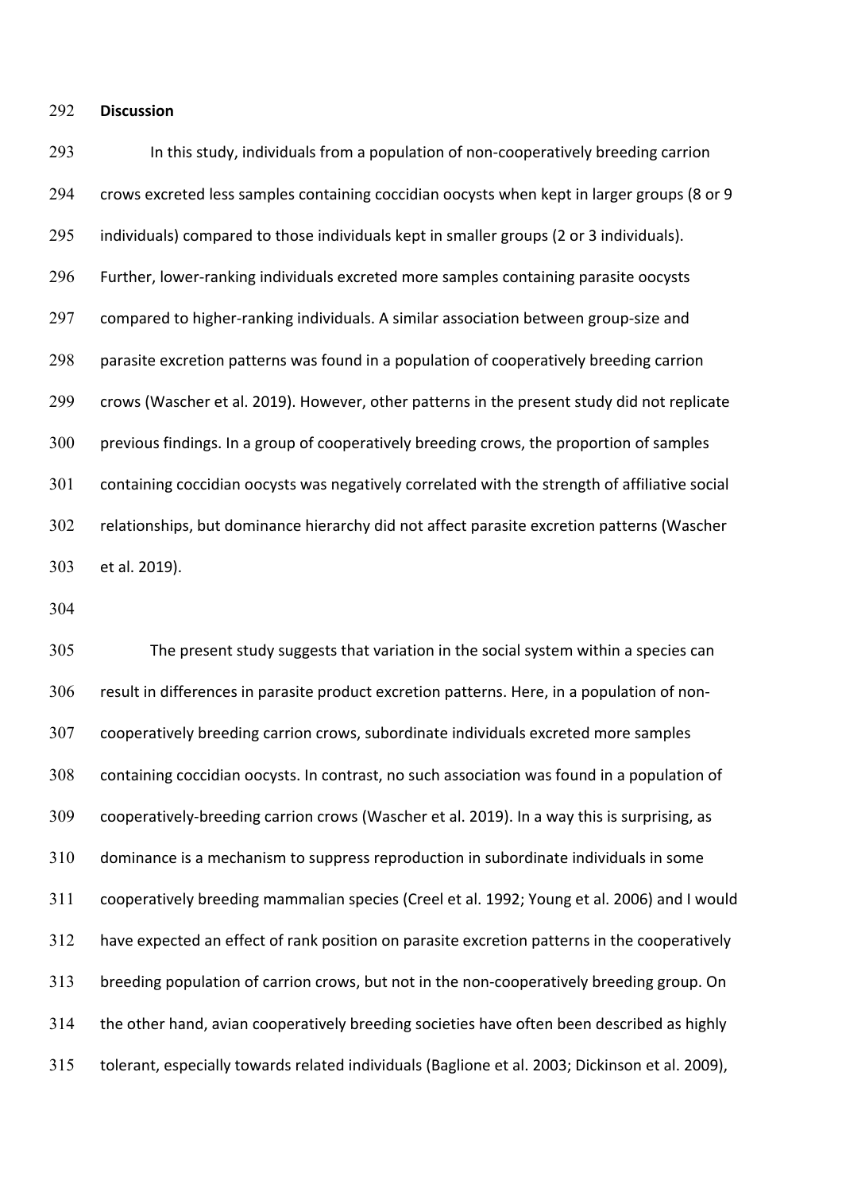## Discussion

In this study, individuals from a population of non-cooperatively breeding carrion crows excreted less samples containing coccidian oocysts when kept in larger groups (8 or 9 individuals) compared to those individuals kept in smaller groups (2 or 3 individuals). Further, lower-ranking individuals excreted more samples containing parasite oocysts compared to higher-ranking individuals. A similar association between group-size and parasite excretion patterns was found in a population of cooperatively breeding carrion crows (Wascher et al. 2019). However, other patterns in the present study did not replicate previous findings. In a group of cooperatively breeding crows, the proportion of samples containing coccidian oocysts was negatively correlated with the strength of affiliative social relationships, but dominance hierarchy did not affect parasite excretion patterns (Wascher et al. 2019).

The present study suggests that variation in the social system within a species can result in differences in parasite product excretion patterns. Here, in a population of non-cooperatively breeding carrion crows, subordinate individuals excreted more samples containing coccidian oocysts. In contrast, no such association was found in a population of cooperatively-breeding carrion crows (Wascher et al. 2019). In a way this is surprising, as dominance is a mechanism to suppress reproduction in subordinate individuals in some cooperatively breeding mammalian species (Creel et al. 1992; Young et al. 2006) and I would have expected an effect of rank position on parasite excretion patterns in the cooperatively breeding population of carrion crows, but not in the non-cooperatively breeding group. On the other hand, avian cooperatively breeding societies have often been described as highly tolerant, especially towards related individuals (Baglione et al. 2003; Dickinson et al. 2009),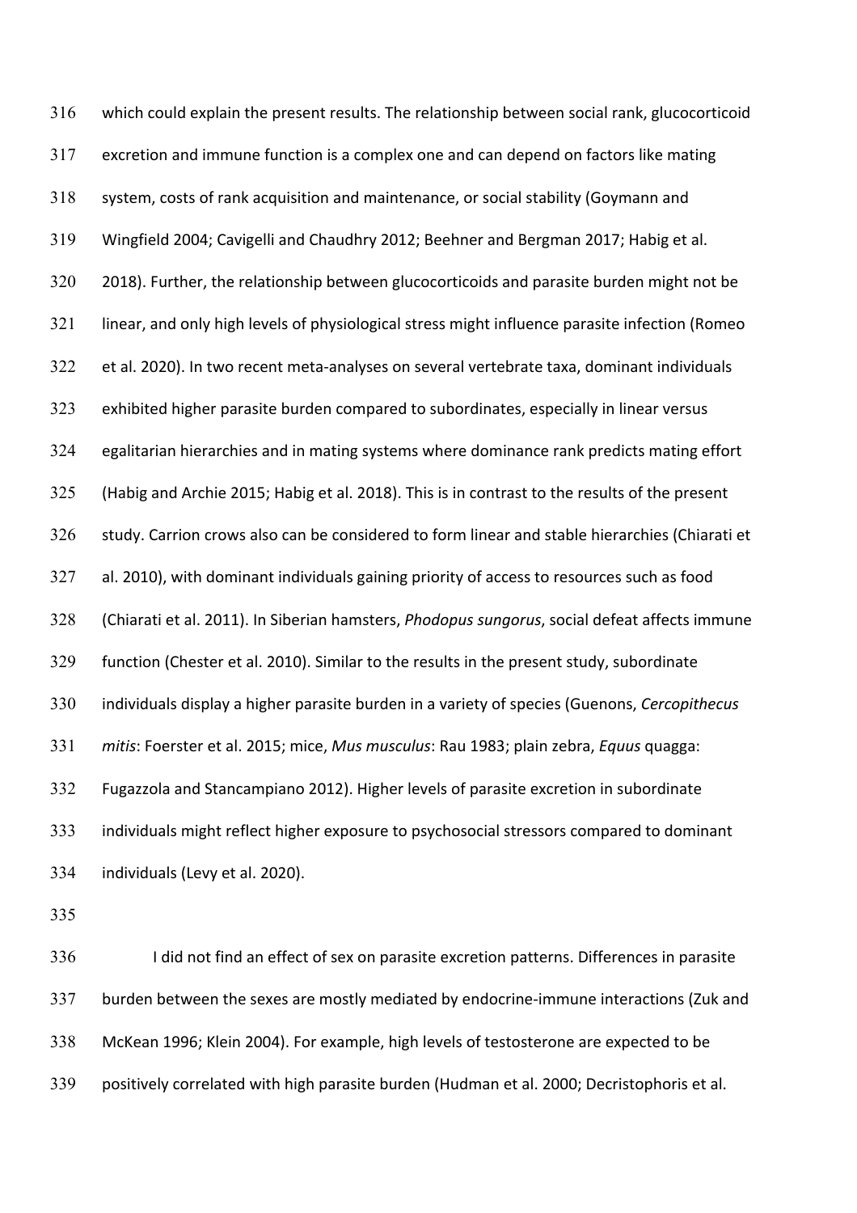which could explain the present results. The relationship between social rank, glucocorticoid excretion and immune function is a complex one and can depend on factors like mating system, costs of rank acquisition and maintenance, or social stability (Goymann and Wingfield 2004; Cavigelli and Chaudhry 2012; Beehner and Bergman 2017; Habig et al. 2018). Further, the relationship between glucocorticoids and parasite burden might not be linear, and only high levels of physiological stress might influence parasite infection (Romeo et al. 2020). In two recent meta-analyses on several vertebrate taxa, dominant individuals exhibited higher parasite burden compared to subordinates, especially in linear versus egalitarian hierarchies and in mating systems where dominance rank predicts mating effort (Habig and Archie 2015; Habig et al. 2018). This is in contrast to the results of the present study. Carrion crows also can be considered to form linear and stable hierarchies (Chiarati et al. 2010), with dominant individuals gaining priority of access to resources such as food (Chiarati et al. 2011). In Siberian hamsters, *Phodopus sungorus*, social defeat affects immune function (Chester et al. 2010). Similar to the results in the present study, subordinate individuals display a higher parasite burden in a variety of species (Guenons, *Cercopithecus mitis*: Foerster et al. 2015; mice, *Mus musculus*: Rau 1983; plain zebra, *Equus* quagga: Fugazzola and Stancampiano 2012). Higher levels of parasite excretion in subordinate individuals might reflect higher exposure to psychosocial stressors compared to dominant individuals (Levy et al. 2020).

I did not find an effect of sex on parasite excretion patterns. Differences in parasite burden between the sexes are mostly mediated by endocrine-immune interactions (Zuk and McKean 1996; Klein 2004). For example, high levels of testosterone are expected to be positively correlated with high parasite burden (Hudman et al. 2000; Decristophoris et al.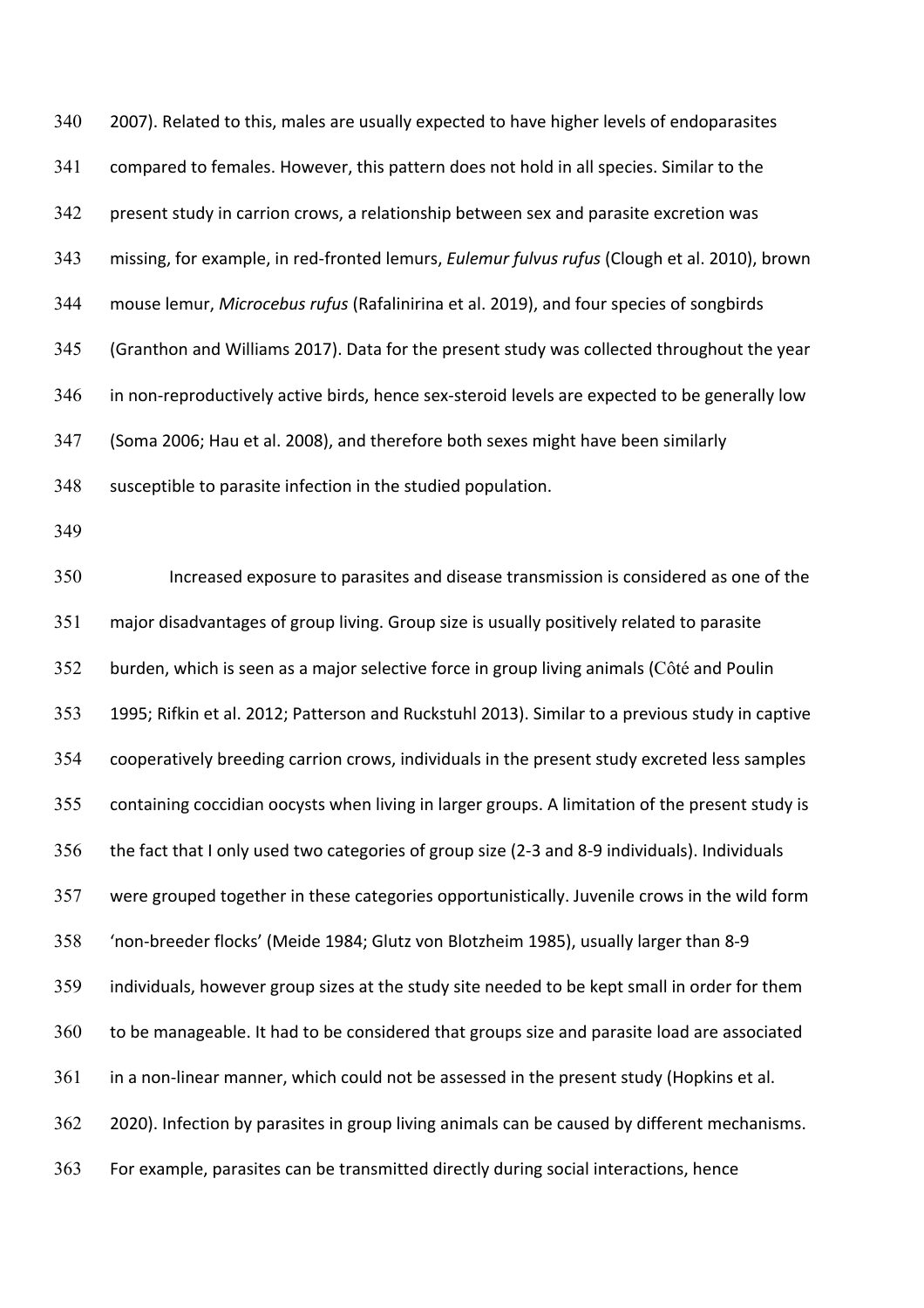2007). Related to this, males are usually expected to have higher levels of endoparasites compared to females. However, this pattern does not hold in all species. Similar to the present study in carrion crows, a relationship between sex and parasite excretion was missing, for example, in red-fronted lemurs, *Eulemur fulvus rufus* (Clough et al. 2010), brown mouse lemur, *Microcebus rufus* (Rafalinirina et al. 2019), and four species of songbirds (Granthon and Williams 2017). Data for the present study was collected throughout the year in non-reproductively active birds, hence sex-steroid levels are expected to be generally low (Soma 2006; Hau et al. 2008), and therefore both sexes might have been similarly susceptible to parasite infection in the studied population.

Increased exposure to parasites and disease transmission is considered as one of the major disadvantages of group living. Group size is usually positively related to parasite burden, which is seen as a major selective force in group living animals (Côté and Poulin 1995; Rifkin et al. 2012; Patterson and Ruckstuhl 2013). Similar to a previous study in captive cooperatively breeding carrion crows, individuals in the present study excreted less samples containing coccidian oocysts when living in larger groups. A limitation of the present study is the fact that I only used two categories of group size (2-3 and 8-9 individuals). Individuals were grouped together in these categories opportunistically. Juvenile crows in the wild form 'non-breeder flocks' (Meide 1984; Glutz von Blotzheim 1985), usually larger than 8-9 individuals, however group sizes at the study site needed to be kept small in order for them to be manageable. It had to be considered that groups size and parasite load are associated in a non-linear manner, which could not be assessed in the present study (Hopkins et al. 2020). Infection by parasites in group living animals can be caused by different mechanisms. For example, parasites can be transmitted directly during social interactions, hence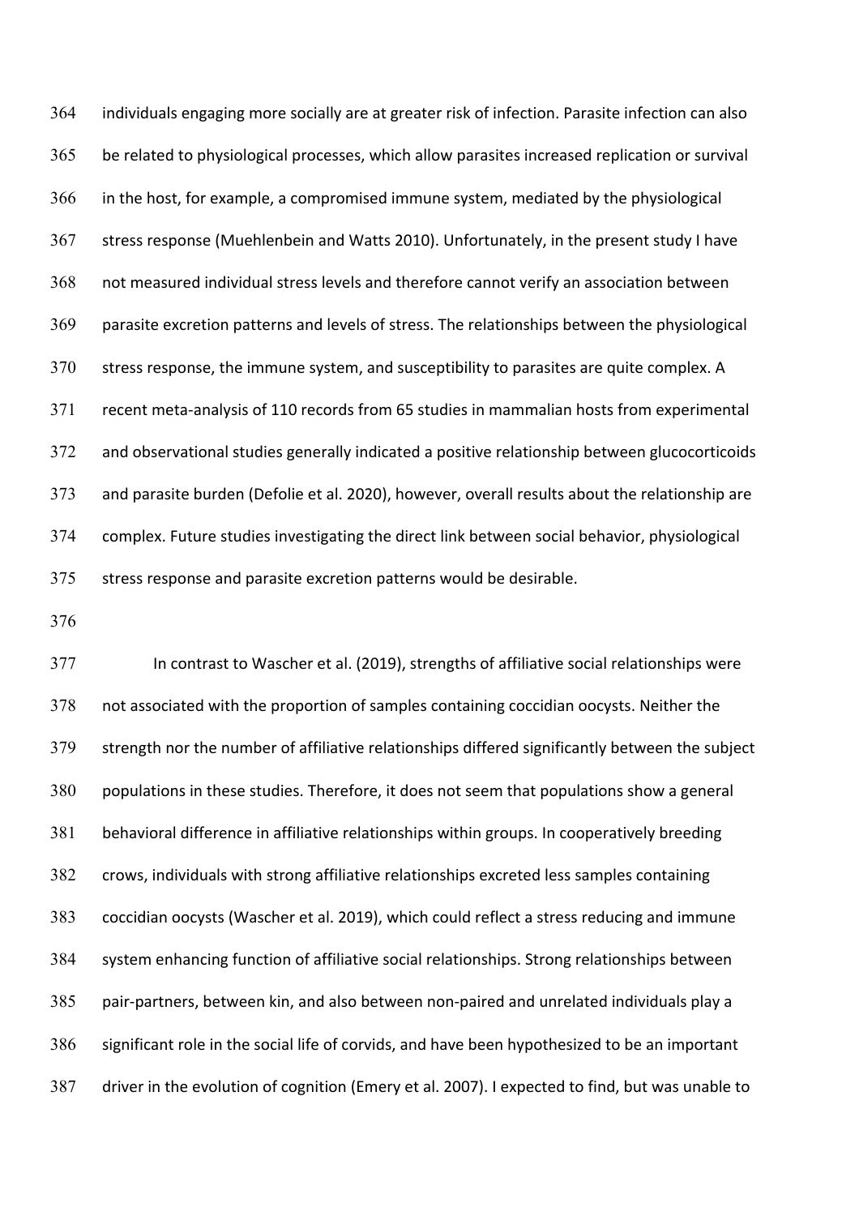individuals engaging more socially are at greater risk of infection. Parasite infection can also be related to physiological processes, which allow parasites increased replication or survival in the host, for example, a compromised immune system, mediated by the physiological stress response (Muehlenbein and Watts 2010). Unfortunately, in the present study I have not measured individual stress levels and therefore cannot verify an association between parasite excretion patterns and levels of stress. The relationships between the physiological stress response, the immune system, and susceptibility to parasites are quite complex. A recent meta-analysis of 110 records from 65 studies in mammalian hosts from experimental and observational studies generally indicated a positive relationship between glucocorticoids and parasite burden (Defolie et al. 2020), however, overall results about the relationship are complex. Future studies investigating the direct link between social behavior, physiological stress response and parasite excretion patterns would be desirable.

In contrast to Wascher et al. (2019), strengths of affiliative social relationships were not associated with the proportion of samples containing coccidian oocysts. Neither the strength nor the number of affiliative relationships differed significantly between the subject populations in these studies. Therefore, it does not seem that populations show a general behavioral difference in affiliative relationships within groups. In cooperatively breeding crows, individuals with strong affiliative relationships excreted less samples containing coccidian oocysts (Wascher et al. 2019), which could reflect a stress reducing and immune system enhancing function of affiliative social relationships. Strong relationships between pair-partners, between kin, and also between non-paired and unrelated individuals play a significant role in the social life of corvids, and have been hypothesized to be an important driver in the evolution of cognition (Emery et al. 2007). I expected to find, but was unable to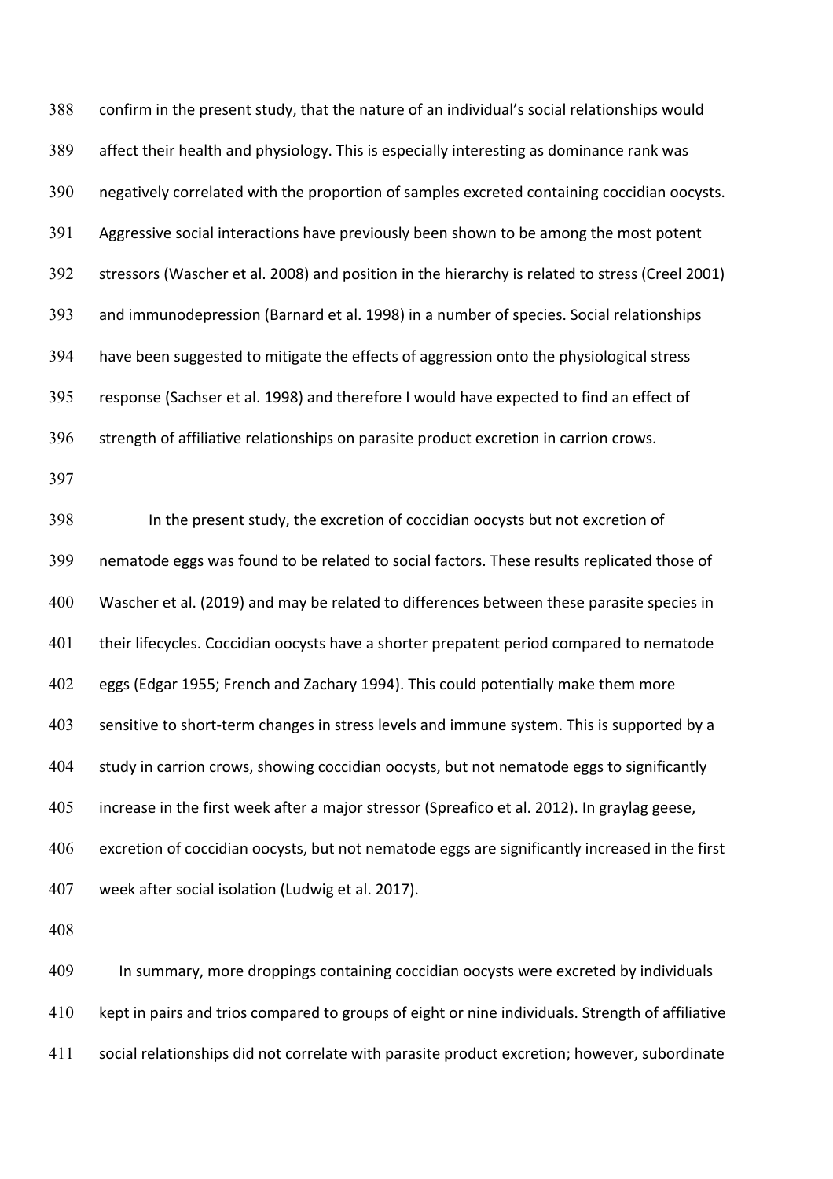confirm in the present study, that the nature of an individual's social relationships would affect their health and physiology. This is especially interesting as dominance rank was negatively correlated with the proportion of samples excreted containing coccidian oocysts. Aggressive social interactions have previously been shown to be among the most potent stressors (Wascher et al. 2008) and position in the hierarchy is related to stress (Creel 2001) and immunodepression (Barnard et al. 1998) in a number of species. Social relationships have been suggested to mitigate the effects of aggression onto the physiological stress response (Sachser et al. 1998) and therefore I would have expected to find an effect of strength of affiliative relationships on parasite product excretion in carrion crows.

In the present study, the excretion of coccidian oocysts but not excretion of nematode eggs was found to be related to social factors. These results replicated those of Wascher et al. (2019) and may be related to differences between these parasite species in their lifecycles. Coccidian oocysts have a shorter prepatent period compared to nematode eggs (Edgar 1955; French and Zachary 1994). This could potentially make them more sensitive to short-term changes in stress levels and immune system. This is supported by a study in carrion crows, showing coccidian oocysts, but not nematode eggs to significantly increase in the first week after a major stressor (Spreafico et al. 2012). In graylag geese, excretion of coccidian oocysts, but not nematode eggs are significantly increased in the first week after social isolation (Ludwig et al. 2017).

In summary, more droppings containing coccidian oocysts were excreted by individuals kept in pairs and trios compared to groups of eight or nine individuals. Strength of affiliative social relationships did not correlate with parasite product excretion; however, subordinate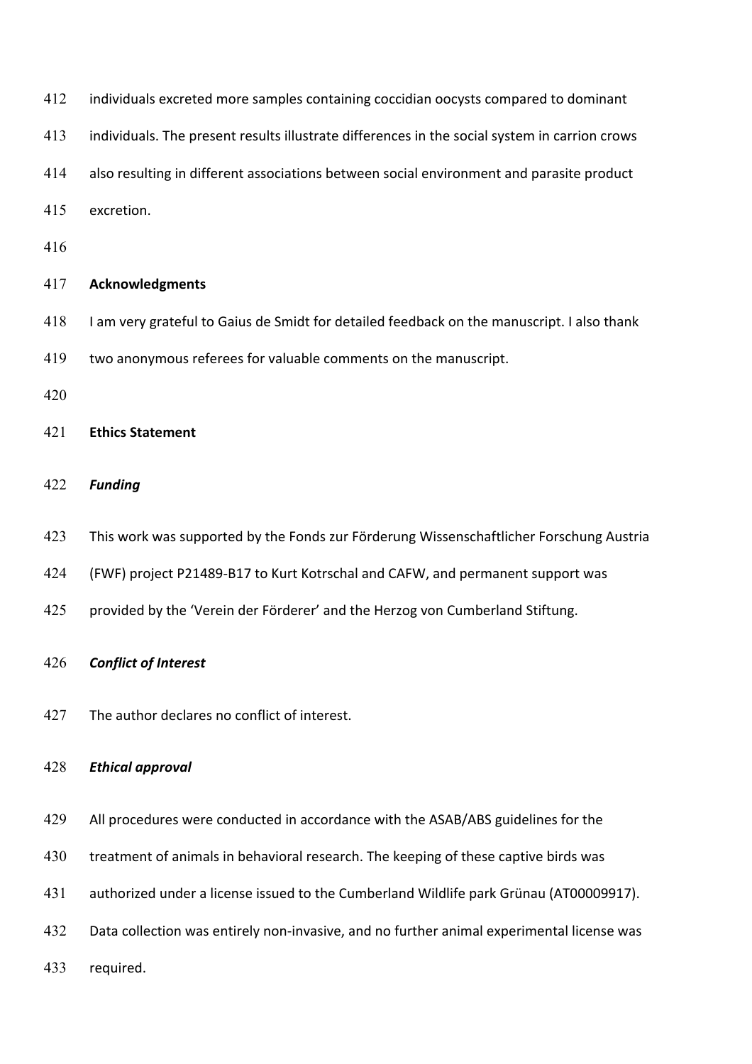individuals excreted more samples containing coccidian oocysts compared to dominant individuals. The present results illustrate differences in the social system in carrion crows also resulting in different associations between social environment and parasite product excretion.

## Acknowledgments

I am very grateful to Gaius de Smidt for detailed feedback on the manuscript. I also thank two anonymous referees for valuable comments on the manuscript.

## Ethics Statement

### *Funding*

This work was supported by the Fonds zur Förderung Wissenschaftlicher Forschung Austria (FWF) project P21489-B17 to Kurt Kotrschal and CAFW, and permanent support was provided by the 'Verein der Förderer' and the Herzog von Cumberland Stiftung.

### *Conflict of Interest*

The author declares no conflict of interest.

### *Ethical approval*

All procedures were conducted in accordance with the ASAB/ABS guidelines for the treatment of animals in behavioral research. The keeping of these captive birds was authorized under a license issued to the Cumberland Wildlife park Grünau (AT00009917). Data collection was entirely non-invasive, and no further animal experimental license was required.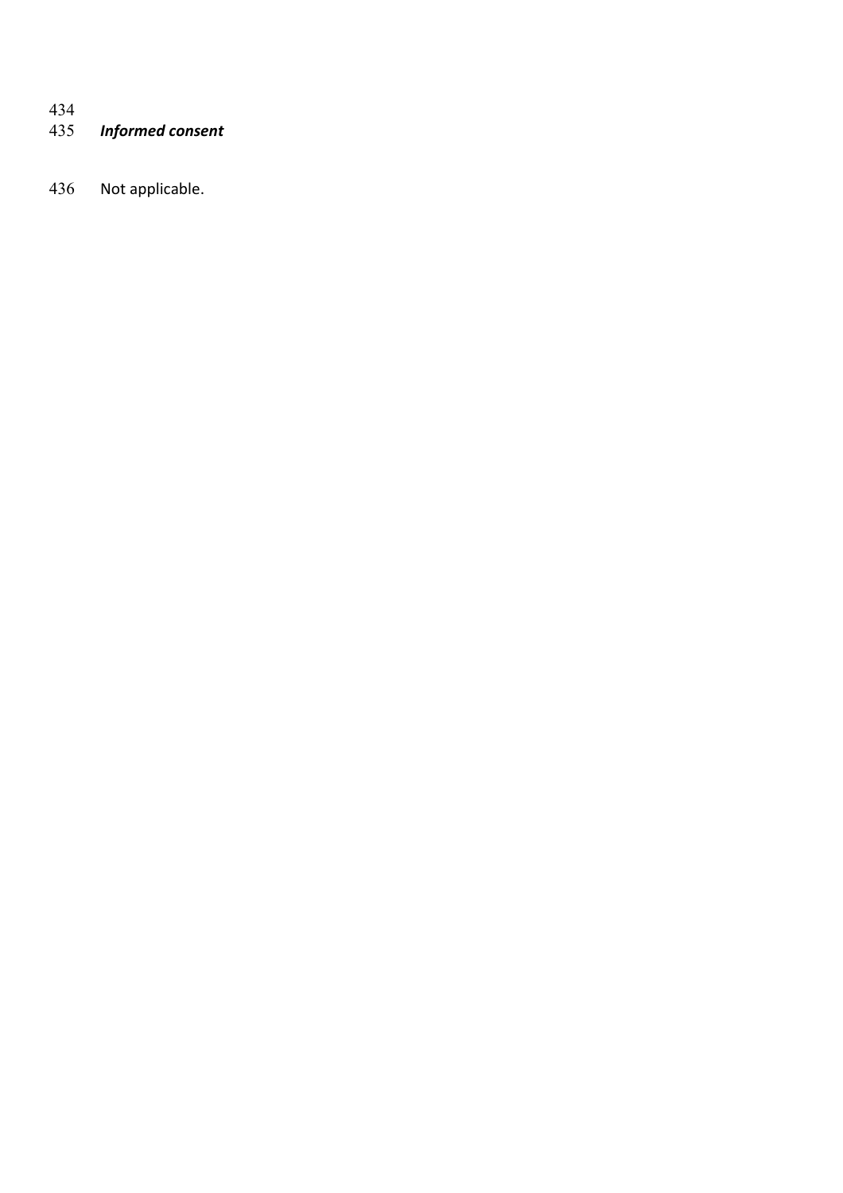***Informed consent***

Not applicable.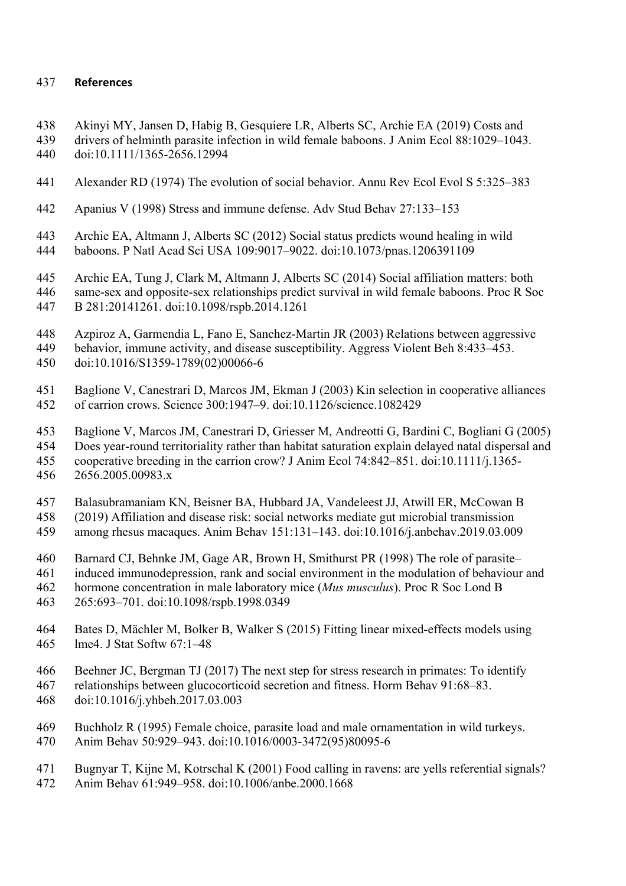## References

Akinyi MY, Jansen D, Habig B, Gesquiere LR, Alberts SC, Archie EA (2019) Costs and drivers of helminth parasite infection in wild female baboons. J Anim Ecol 88:1029–1043. doi:10.1111/1365-2656.12994

Alexander RD (1974) The evolution of social behavior. Annu Rev Ecol Evol S 5:325–383

Apanius V (1998) Stress and immune defense. Adv Stud Behav 27:133–153

Archie EA, Altmann J, Alberts SC (2012) Social status predicts wound healing in wild baboons. P Natl Acad Sci USA 109:9017–9022. doi:10.1073/pnas.1206391109

Archie EA, Tung J, Clark M, Altmann J, Alberts SC (2014) Social affiliation matters: both same-sex and opposite-sex relationships predict survival in wild female baboons. Proc R Soc B 281:20141261. doi:10.1098/rspb.2014.1261

Azpiroz A, Garmendia L, Fano E, Sanchez-Martin JR (2003) Relations between aggressive behavior, immune activity, and disease susceptibility. Aggress Violent Beh 8:433–453. doi:10.1016/S1359-1789(02)00066-6

Baglione V, Canestrari D, Marcos JM, Ekman J (2003) Kin selection in cooperative alliances of carrion crows. Science 300:1947–9. doi:10.1126/science.1082429

Baglione V, Marcos JM, Canestrari D, Griesser M, Andreotti G, Bardini C, Bogliani G (2005) Does year-round territoriality rather than habitat saturation explain delayed natal dispersal and cooperative breeding in the carrion crow? J Anim Ecol 74:842–851. doi:10.1111/j.1365-2656.2005.00983.x

Balasubramaniam KN, Beisner BA, Hubbard JA, Vandeleest JJ, Atwill ER, McCowan B (2019) Affiliation and disease risk: social networks mediate gut microbial transmission among rhesus macaques. Anim Behav 151:131–143. doi:10.1016/j.anbehav.2019.03.009

Barnard CJ, Behnke JM, Gage AR, Brown H, Smithurst PR (1998) The role of parasite–induced immunodepression, rank and social environment in the modulation of behaviour and hormone concentration in male laboratory mice (*Mus musculus*). Proc R Soc Lond B 265:693–701. doi:10.1098/rspb.1998.0349

Bates D, Mächler M, Bolker B, Walker S (2015) Fitting linear mixed-effects models using lme4. J Stat Softw 67:1–48

Beehner JC, Bergman TJ (2017) The next step for stress research in primates: To identify relationships between glucocorticoid secretion and fitness. Horm Behav 91:68–83. doi:10.1016/j.yhbeh.2017.03.003

Buchholz R (1995) Female choice, parasite load and male ornamentation in wild turkeys. Anim Behav 50:929–943. doi:10.1016/0003-3472(95)80095-6

Bugnyar T, Kijne M, Kotrschal K (2001) Food calling in ravens: are yells referential signals? Anim Behav 61:949–958. doi:10.1006/anbe.2000.1668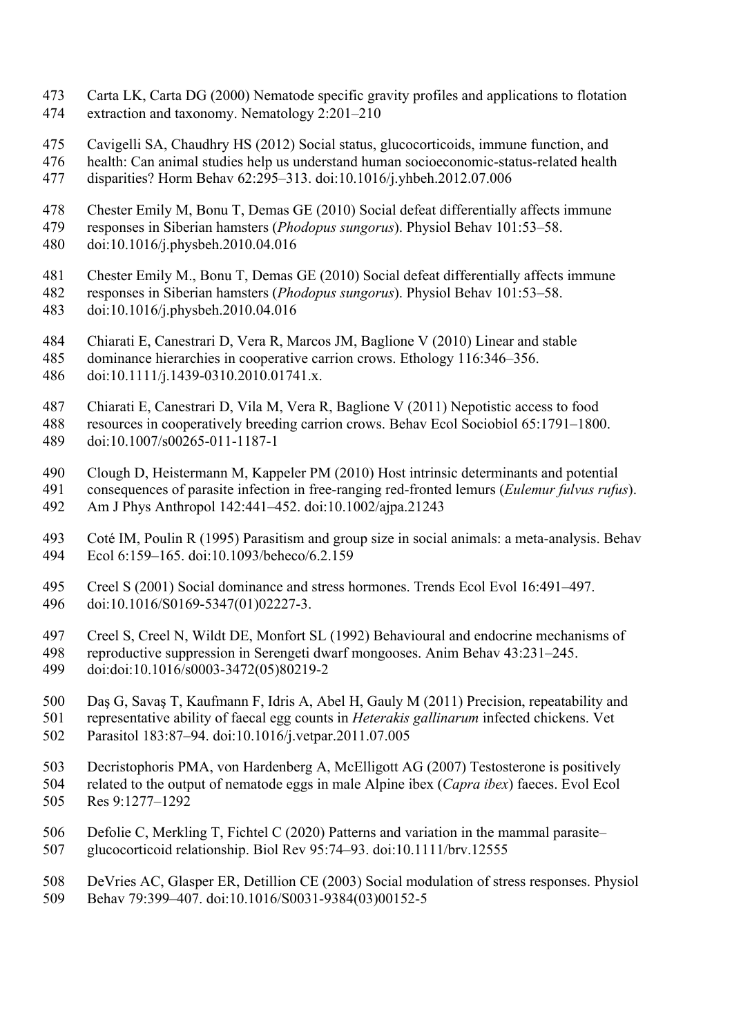Carta LK, Carta DG (2000) Nematode specific gravity profiles and applications to flotation extraction and taxonomy. Nematology 2:201–210

Cavigelli SA, Chaudhry HS (2012) Social status, glucocorticoids, immune function, and health: Can animal studies help us understand human socioeconomic-status-related health disparities? Horm Behav 62:295–313. doi:10.1016/j.yhbeh.2012.07.006

Chester Emily M, Bonu T, Demas GE (2010) Social defeat differentially affects immune responses in Siberian hamsters (*Phodopus sungorus*). Physiol Behav 101:53–58. doi:10.1016/j.physbeh.2010.04.016

Chester Emily M., Bonu T, Demas GE (2010) Social defeat differentially affects immune responses in Siberian hamsters (*Phodopus sungorus*). Physiol Behav 101:53–58. doi:10.1016/j.physbeh.2010.04.016

Chiarati E, Canestrari D, Vera R, Marcos JM, Baglione V (2010) Linear and stable dominance hierarchies in cooperative carrion crows. Ethology 116:346–356. doi:10.1111/j.1439-0310.2010.01741.x.

Chiarati E, Canestrari D, Vila M, Vera R, Baglione V (2011) Nepotistic access to food resources in cooperatively breeding carrion crows. Behav Ecol Sociobiol 65:1791–1800. doi:10.1007/s00265-011-1187-1

Clough D, Heistermann M, Kappeler PM (2010) Host intrinsic determinants and potential consequences of parasite infection in free-ranging red-fronted lemurs (*Eulemur fulvus rufus*). Am J Phys Anthropol 142:441–452. doi:10.1002/ajpa.21243

Coté IM, Poulin R (1995) Parasitism and group size in social animals: a meta-analysis. Behav Ecol 6:159–165. doi:10.1093/beheco/6.2.159

Creel S (2001) Social dominance and stress hormones. Trends Ecol Evol 16:491–497. doi:10.1016/S0169-5347(01)02227-3.

Creel S, Creel N, Wildt DE, Monfort SL (1992) Behavioural and endocrine mechanisms of reproductive suppression in Serengeti dwarf mongooses. Anim Behav 43:231–245. doi:doi:10.1016/s0003-3472(05)80219-2

Daş G, Savaş T, Kaufmann F, Idris A, Abel H, Gauly M (2011) Precision, repeatability and representative ability of faecal egg counts in *Heterakis gallinarum* infected chickens. Vet Parasitol 183:87–94. doi:10.1016/j.vetpar.2011.07.005

Decristophoris PMA, von Hardenberg A, McElligott AG (2007) Testosterone is positively related to the output of nematode eggs in male Alpine ibex (*Capra ibex*) faeces. Evol Ecol Res 9:1277–1292

Defolie C, Merkling T, Fichtel C (2020) Patterns and variation in the mammal parasite–glucocorticoid relationship. Biol Rev 95:74–93. doi:10.1111/brv.12555

DeVries AC, Glasper ER, Detillion CE (2003) Social modulation of stress responses. Physiol Behav 79:399–407. doi:10.1016/S0031-9384(03)00152-5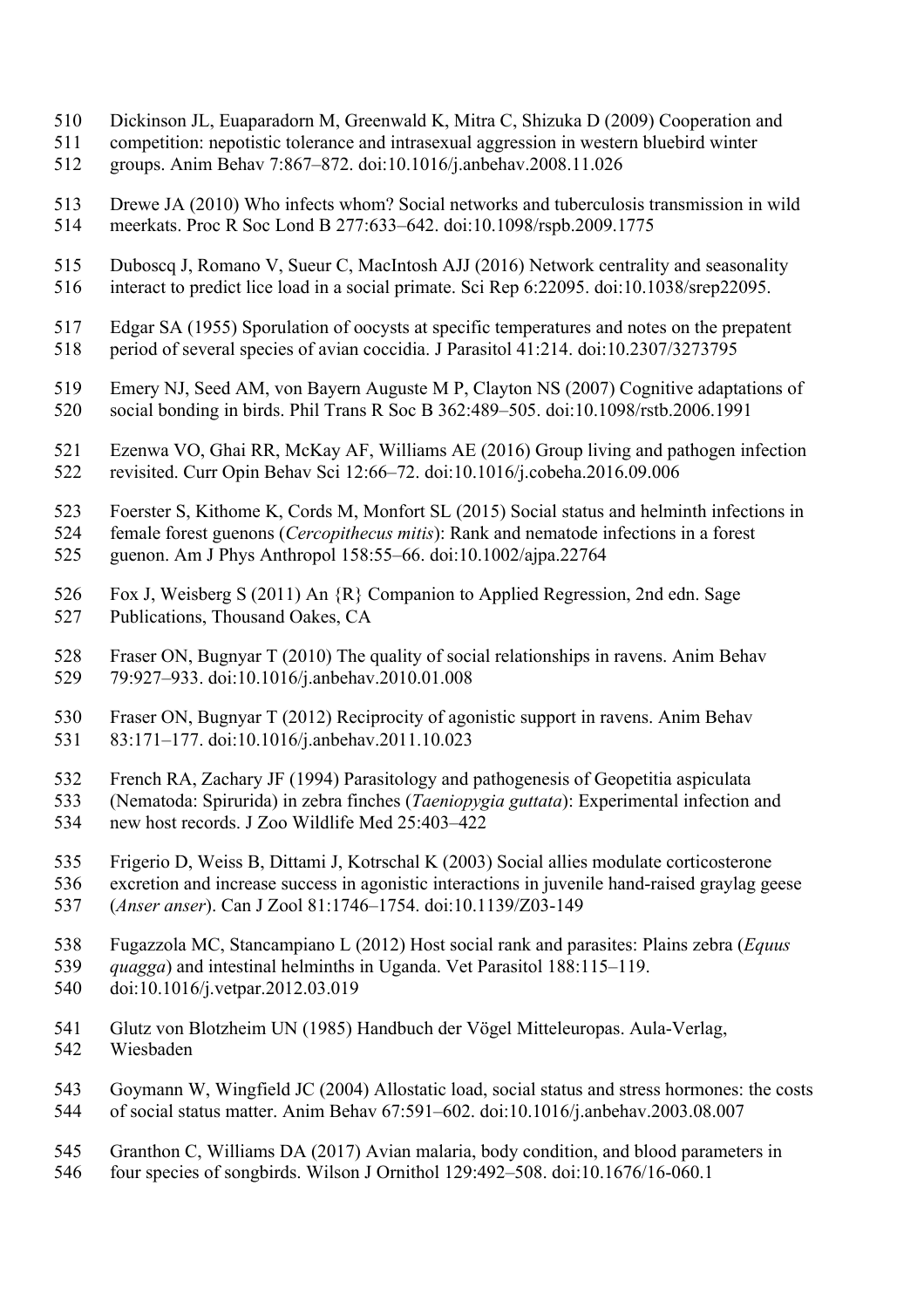Dickinson JL, Euaparadorn M, Greenwald K, Mitra C, Shizuka D (2009) Cooperation and competition: nepotistic tolerance and intrasexual aggression in western bluebird winter groups. Anim Behav 7:867–872. doi:10.1016/j.anbehav.2008.11.026

Drewe JA (2010) Who infects whom? Social networks and tuberculosis transmission in wild meerkats. Proc R Soc Lond B 277:633–642. doi:10.1098/rspb.2009.1775

Duboscq J, Romano V, Sueur C, MacIntosh AJJ (2016) Network centrality and seasonality interact to predict lice load in a social primate. Sci Rep 6:22095. doi:10.1038/srep22095.

Edgar SA (1955) Sporulation of oocysts at specific temperatures and notes on the prepatent period of several species of avian coccidia. J Parasitol 41:214. doi:10.2307/3273795

Emery NJ, Seed AM, von Bayern Auguste M P, Clayton NS (2007) Cognitive adaptations of social bonding in birds. Phil Trans R Soc B 362:489–505. doi:10.1098/rstb.2006.1991

Ezenwa VO, Ghai RR, McKay AF, Williams AE (2016) Group living and pathogen infection revisited. Curr Opin Behav Sci 12:66–72. doi:10.1016/j.cobeha.2016.09.006

Foerster S, Kithome K, Cords M, Monfort SL (2015) Social status and helminth infections in female forest guenons (*Cercopithecus mitis*): Rank and nematode infections in a forest guenon. Am J Phys Anthropol 158:55–66. doi:10.1002/ajpa.22764

Fox J, Weisberg S (2011) An {R} Companion to Applied Regression, 2nd edn. Sage Publications, Thousand Oakes, CA

Fraser ON, Bugnyar T (2010) The quality of social relationships in ravens. Anim Behav 79:927–933. doi:10.1016/j.anbehav.2010.01.008

Fraser ON, Bugnyar T (2012) Reciprocity of agonistic support in ravens. Anim Behav 83:171–177. doi:10.1016/j.anbehav.2011.10.023

French RA, Zachary JF (1994) Parasitology and pathogenesis of Geopetitia aspiculata (Nematoda: Spirurida) in zebra finches (*Taeniopygia guttata*): Experimental infection and new host records. J Zoo Wildlife Med 25:403–422

Frigerio D, Weiss B, Dittami J, Kotrschal K (2003) Social allies modulate corticosterone excretion and increase success in agonistic interactions in juvenile hand-raised graylag geese (*Anser anser*). Can J Zool 81:1746–1754. doi:10.1139/Z03-149

Fugazzola MC, Stancampiano L (2012) Host social rank and parasites: Plains zebra (*Equus quagga*) and intestinal helminths in Uganda. Vet Parasitol 188:115–119. doi:10.1016/j.vetpar.2012.03.019

Glutz von Blotzheim UN (1985) Handbuch der Vögel Mitteleuropas. Aula-Verlag, Wiesbaden

Goymann W, Wingfield JC (2004) Allostatic load, social status and stress hormones: the costs of social status matter. Anim Behav 67:591–602. doi:10.1016/j.anbehav.2003.08.007

Granthon C, Williams DA (2017) Avian malaria, body condition, and blood parameters in four species of songbirds. Wilson J Ornithol 129:492–508. doi:10.1676/16-060.1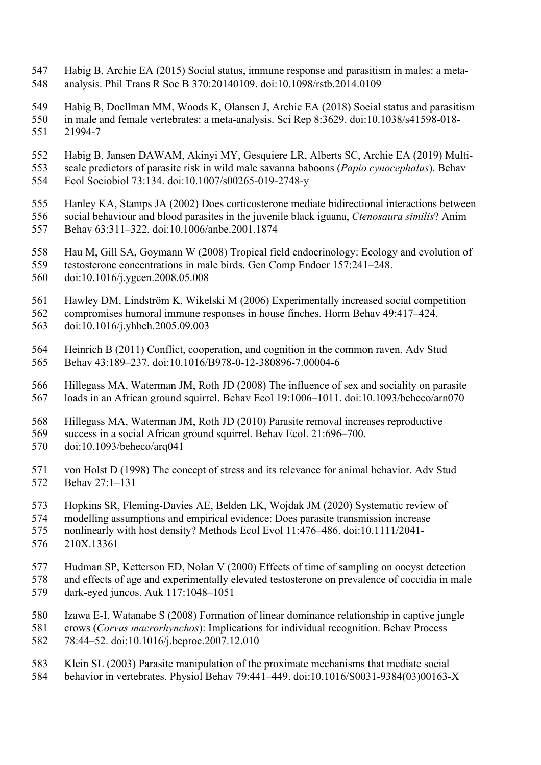Habig B, Archie EA (2015) Social status, immune response and parasitism in males: a meta-analysis. Phil Trans R Soc B 370:20140109. doi:10.1098/rstb.2014.0109

Habig B, Doellman MM, Woods K, Olansen J, Archie EA (2018) Social status and parasitism in male and female vertebrates: a meta-analysis. Sci Rep 8:3629. doi:10.1038/s41598-018-21994-7

Habig B, Jansen DAWAM, Akinyi MY, Gesquiere LR, Alberts SC, Archie EA (2019) Multi-scale predictors of parasite risk in wild male savanna baboons (*Papio cynocephalus*). Behav Ecol Sociobiol 73:134. doi:10.1007/s00265-019-2748-y

Hanley KA, Stamps JA (2002) Does corticosterone mediate bidirectional interactions between social behaviour and blood parasites in the juvenile black iguana, *Ctenosaura similis*? Anim Behav 63:311–322. doi:10.1006/anbe.2001.1874

Hau M, Gill SA, Goymann W (2008) Tropical field endocrinology: Ecology and evolution of testosterone concentrations in male birds. Gen Comp Endocr 157:241–248. doi:10.1016/j.ygcen.2008.05.008

Hawley DM, Lindström K, Wikelski M (2006) Experimentally increased social competition compromises humoral immune responses in house finches. Horm Behav 49:417–424. doi:10.1016/j.yhbeh.2005.09.003

Heinrich B (2011) Conflict, cooperation, and cognition in the common raven. Adv Stud Behav 43:189–237. doi:10.1016/B978-0-12-380896-7.00004-6

Hillegass MA, Waterman JM, Roth JD (2008) The influence of sex and sociality on parasite loads in an African ground squirrel. Behav Ecol 19:1006–1011. doi:10.1093/beheco/arn070

Hillegass MA, Waterman JM, Roth JD (2010) Parasite removal increases reproductive success in a social African ground squirrel. Behav Ecol. 21:696–700. doi:10.1093/beheco/arq041

von Holst D (1998) The concept of stress and its relevance for animal behavior. Adv Stud Behav 27:1–131

Hopkins SR, Fleming-Davies AE, Belden LK, Wojdak JM (2020) Systematic review of modelling assumptions and empirical evidence: Does parasite transmission increase nonlinearly with host density? Methods Ecol Evol 11:476–486. doi:10.1111/2041-210X.13361

Hudman SP, Ketterson ED, Nolan V (2000) Effects of time of sampling on oocyst detection and effects of age and experimentally elevated testosterone on prevalence of coccidia in male dark-eyed juncos. Auk 117:1048–1051

Izawa E-I, Watanabe S (2008) Formation of linear dominance relationship in captive jungle crows (*Corvus macrorhynchos*): Implications for individual recognition. Behav Process 78:44–52. doi:10.1016/j.beproc.2007.12.010

Klein SL (2003) Parasite manipulation of the proximate mechanisms that mediate social behavior in vertebrates. Physiol Behav 79:441–449. doi:10.1016/S0031-9384(03)00163-X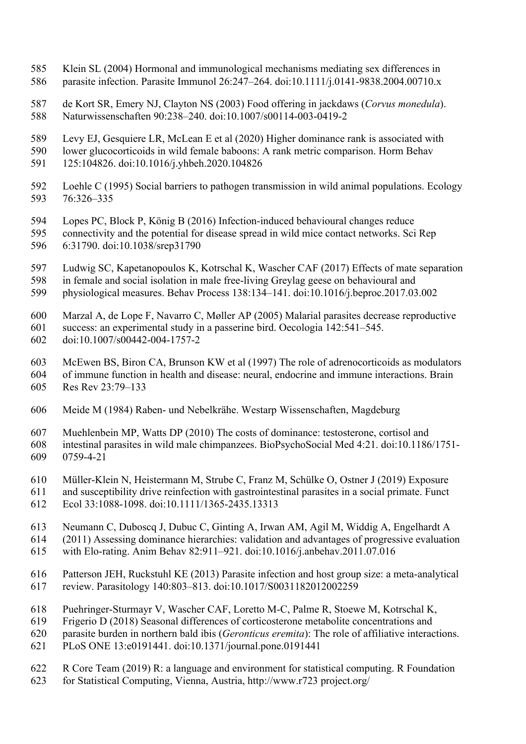Klein SL (2004) Hormonal and immunological mechanisms mediating sex differences in parasite infection. Parasite Immunol 26:247–264. doi:10.1111/j.0141-9838.2004.00710.x

de Kort SR, Emery NJ, Clayton NS (2003) Food offering in jackdaws (*Corvus monedula*). Naturwissenschaften 90:238–240. doi:10.1007/s00114-003-0419-2

Levy EJ, Gesquiere LR, McLean E et al (2020) Higher dominance rank is associated with lower glucocorticoids in wild female baboons: A rank metric comparison. Horm Behav 125:104826. doi:10.1016/j.yhbeh.2020.104826

Loehle C (1995) Social barriers to pathogen transmission in wild animal populations. Ecology 76:326–335

Lopes PC, Block P, König B (2016) Infection-induced behavioural changes reduce connectivity and the potential for disease spread in wild mice contact networks. Sci Rep 6:31790. doi:10.1038/srep31790

Ludwig SC, Kapetanopoulos K, Kotrschal K, Wascher CAF (2017) Effects of mate separation in female and social isolation in male free-living Greylag geese on behavioural and physiological measures. Behav Process 138:134–141. doi:10.1016/j.beproc.2017.03.002

Marzal A, de Lope F, Navarro C, Møller AP (2005) Malarial parasites decrease reproductive success: an experimental study in a passerine bird. Oecologia 142:541–545. doi:10.1007/s00442-004-1757-2

McEwen BS, Biron CA, Brunson KW et al (1997) The role of adrenocorticoids as modulators of immune function in health and disease: neural, endocrine and immune interactions. Brain Res Rev 23:79–133

Meide M (1984) Raben- und Nebelkrähe. Westarp Wissenschaften, Magdeburg

Muehlenbein MP, Watts DP (2010) The costs of dominance: testosterone, cortisol and intestinal parasites in wild male chimpanzees. BioPsychoSocial Med 4:21. doi:10.1186/1751-0759-4-21

Müller-Klein N, Heistermann M, Strube C, Franz M, Schülke O, Ostner J (2019) Exposure and susceptibility drive reinfection with gastrointestinal parasites in a social primate. Funct Ecol 33:1088-1098. doi:10.1111/1365-2435.13313

Neumann C, Duboscq J, Dubuc C, Ginting A, Irwan AM, Agil M, Widdig A, Engelhardt A (2011) Assessing dominance hierarchies: validation and advantages of progressive evaluation with Elo-rating. Anim Behav 82:911–921. doi:10.1016/j.anbehav.2011.07.016

Patterson JEH, Ruckstuhl KE (2013) Parasite infection and host group size: a meta-analytical review. Parasitology 140:803–813. doi:10.1017/S0031182012002259

Puehringer-Sturmayr V, Wascher CAF, Loretto M-C, Palme R, Stoewe M, Kotrschal K, Frigerio D (2018) Seasonal differences of corticosterone metabolite concentrations and parasite burden in northern bald ibis (*Geronticus eremita*): The role of affiliative interactions. PLoS ONE 13:e0191441. doi:10.1371/journal.pone.0191441

R Core Team (2019) R: a language and environment for statistical computing. R Foundation for Statistical Computing, Vienna, Austria, http://www.r723 project.org/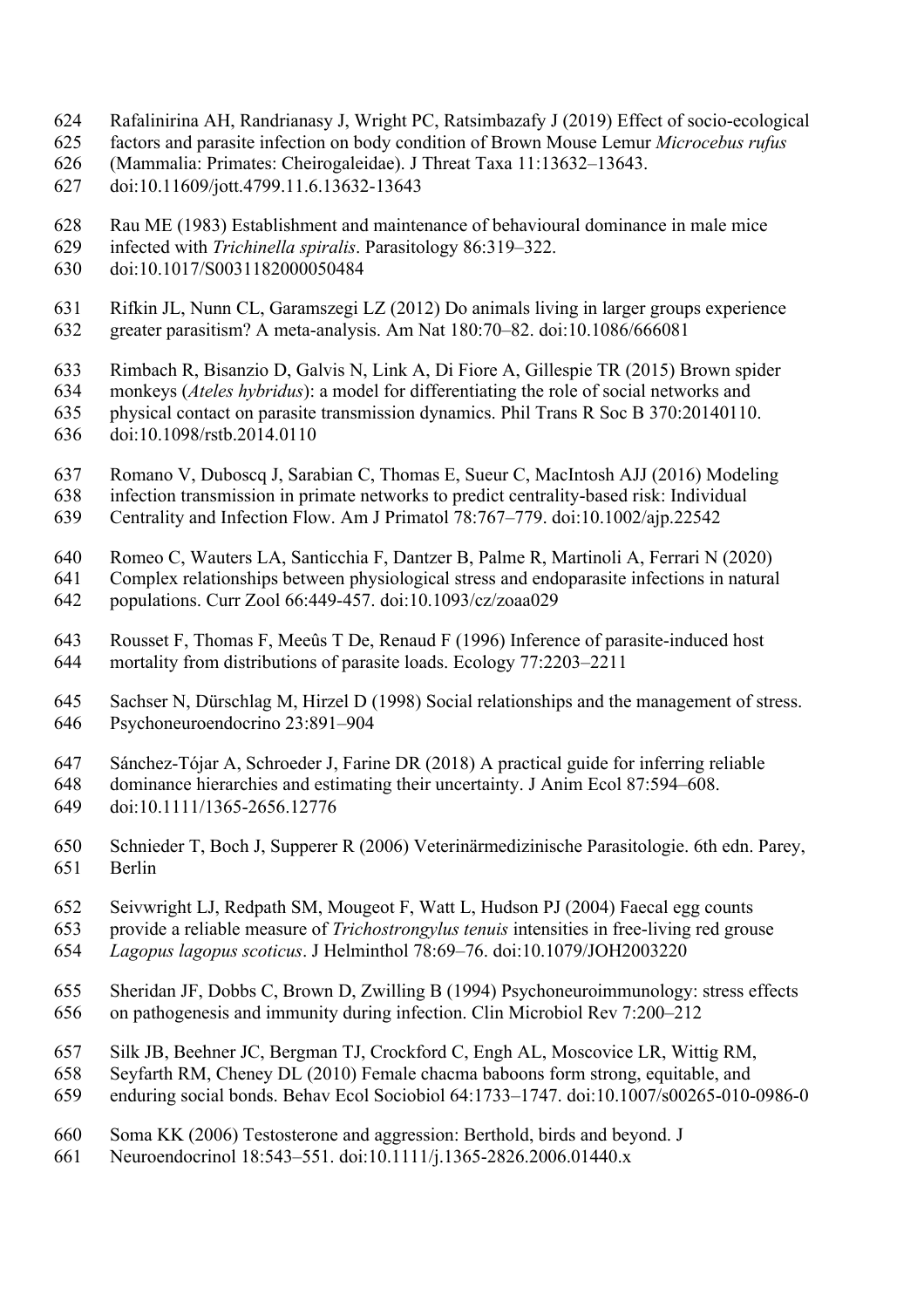Rafalinirina AH, Randrianasy J, Wright PC, Ratsimbazafy J (2019) Effect of socio-ecological factors and parasite infection on body condition of Brown Mouse Lemur *Microcebus rufus* (Mammalia: Primates: Cheirogaleidae). J Threat Taxa 11:13632–13643. doi:10.11609/jott.4799.11.6.13632-13643

Rau ME (1983) Establishment and maintenance of behavioural dominance in male mice infected with *Trichinella spiralis*. Parasitology 86:319–322. doi:10.1017/S0031182000050484

Rifkin JL, Nunn CL, Garamszegi LZ (2012) Do animals living in larger groups experience greater parasitism? A meta-analysis. Am Nat 180:70–82. doi:10.1086/666081

Rimbach R, Bisanzio D, Galvis N, Link A, Di Fiore A, Gillespie TR (2015) Brown spider monkeys (*Ateles hybridus*): a model for differentiating the role of social networks and physical contact on parasite transmission dynamics. Phil Trans R Soc B 370:20140110. doi:10.1098/rstb.2014.0110

Romano V, Duboscq J, Sarabian C, Thomas E, Sueur C, MacIntosh AJJ (2016) Modeling infection transmission in primate networks to predict centrality-based risk: Individual Centrality and Infection Flow. Am J Primatol 78:767–779. doi:10.1002/ajp.22542

Romeo C, Wauters LA, Santicchia F, Dantzer B, Palme R, Martinoli A, Ferrari N (2020) Complex relationships between physiological stress and endoparasite infections in natural populations. Curr Zool 66:449-457. doi:10.1093/cz/zoaa029

Rousset F, Thomas F, Meeûs T De, Renaud F (1996) Inference of parasite-induced host mortality from distributions of parasite loads. Ecology 77:2203–2211

Sachser N, Dürschlag M, Hirzel D (1998) Social relationships and the management of stress. Psychoneuroendocrino 23:891–904

Sánchez-Tójar A, Schroeder J, Farine DR (2018) A practical guide for inferring reliable dominance hierarchies and estimating their uncertainty. J Anim Ecol 87:594–608. doi:10.1111/1365-2656.12776

Schnieder T, Boch J, Supperer R (2006) Veterinärmedizinische Parasitologie. 6th edn. Parey, Berlin

Seivwright LJ, Redpath SM, Mougeot F, Watt L, Hudson PJ (2004) Faecal egg counts provide a reliable measure of *Trichostrongylus tenuis* intensities in free-living red grouse *Lagopus lagopus scoticus*. J Helminthol 78:69–76. doi:10.1079/JOH2003220

Sheridan JF, Dobbs C, Brown D, Zwilling B (1994) Psychoneuroimmunology: stress effects on pathogenesis and immunity during infection. Clin Microbiol Rev 7:200–212

Silk JB, Beehner JC, Bergman TJ, Crockford C, Engh AL, Moscovice LR, Wittig RM, Seyfarth RM, Cheney DL (2010) Female chacma baboons form strong, equitable, and enduring social bonds. Behav Ecol Sociobiol 64:1733–1747. doi:10.1007/s00265-010-0986-0

Soma KK (2006) Testosterone and aggression: Berthold, birds and beyond. J Neuroendocrinol 18:543–551. doi:10.1111/j.1365-2826.2006.01440.x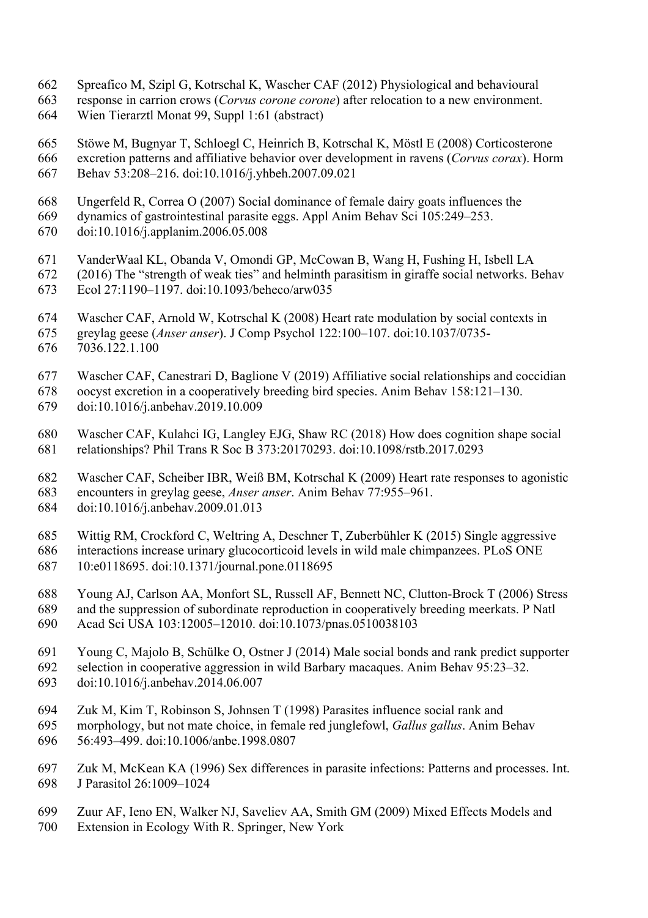Spreafico M, Szipl G, Kotrschal K, Wascher CAF (2012) Physiological and behavioural response in carrion crows (*Corvus corone corone*) after relocation to a new environment. Wien Tierarztl Monat 99, Suppl 1:61 (abstract)

Stöwe M, Bugnyar T, Schloegl C, Heinrich B, Kotrschal K, Möstl E (2008) Corticosterone excretion patterns and affiliative behavior over development in ravens (*Corvus corax*). Horm Behav 53:208–216. doi:10.1016/j.yhbeh.2007.09.021

Ungerfeld R, Correa O (2007) Social dominance of female dairy goats influences the dynamics of gastrointestinal parasite eggs. Appl Anim Behav Sci 105:249–253. doi:10.1016/j.applanim.2006.05.008

VanderWaal KL, Obanda V, Omondi GP, McCowan B, Wang H, Fushing H, Isbell LA (2016) The "strength of weak ties" and helminth parasitism in giraffe social networks. Behav Ecol 27:1190–1197. doi:10.1093/beheco/arw035

Wascher CAF, Arnold W, Kotrschal K (2008) Heart rate modulation by social contexts in greylag geese (*Anser anser*). J Comp Psychol 122:100–107. doi:10.1037/0735-7036.122.1.100

Wascher CAF, Canestrari D, Baglione V (2019) Affiliative social relationships and coccidian oocyst excretion in a cooperatively breeding bird species. Anim Behav 158:121–130. doi:10.1016/j.anbehav.2019.10.009

Wascher CAF, Kulahci IG, Langley EJG, Shaw RC (2018) How does cognition shape social relationships? Phil Trans R Soc B 373:20170293. doi:10.1098/rstb.2017.0293

Wascher CAF, Scheiber IBR, Weiß BM, Kotrschal K (2009) Heart rate responses to agonistic encounters in greylag geese, *Anser anser*. Anim Behav 77:955–961. doi:10.1016/j.anbehav.2009.01.013

Wittig RM, Crockford C, Weltring A, Deschner T, Zuberbühler K (2015) Single aggressive interactions increase urinary glucocorticoid levels in wild male chimpanzees. PLoS ONE 10:e0118695. doi:10.1371/journal.pone.0118695

Young AJ, Carlson AA, Monfort SL, Russell AF, Bennett NC, Clutton-Brock T (2006) Stress and the suppression of subordinate reproduction in cooperatively breeding meerkats. P Natl Acad Sci USA 103:12005–12010. doi:10.1073/pnas.0510038103

Young C, Majolo B, Schülke O, Ostner J (2014) Male social bonds and rank predict supporter selection in cooperative aggression in wild Barbary macaques. Anim Behav 95:23–32. doi:10.1016/j.anbehav.2014.06.007

Zuk M, Kim T, Robinson S, Johnsen T (1998) Parasites influence social rank and morphology, but not mate choice, in female red junglefowl, *Gallus gallus*. Anim Behav 56:493–499. doi:10.1006/anbe.1998.0807

Zuk M, McKean KA (1996) Sex differences in parasite infections: Patterns and processes. Int. J Parasitol 26:1009–1024

Zuur AF, Ieno EN, Walker NJ, Saveliev AA, Smith GM (2009) Mixed Effects Models and Extension in Ecology With R. Springer, New York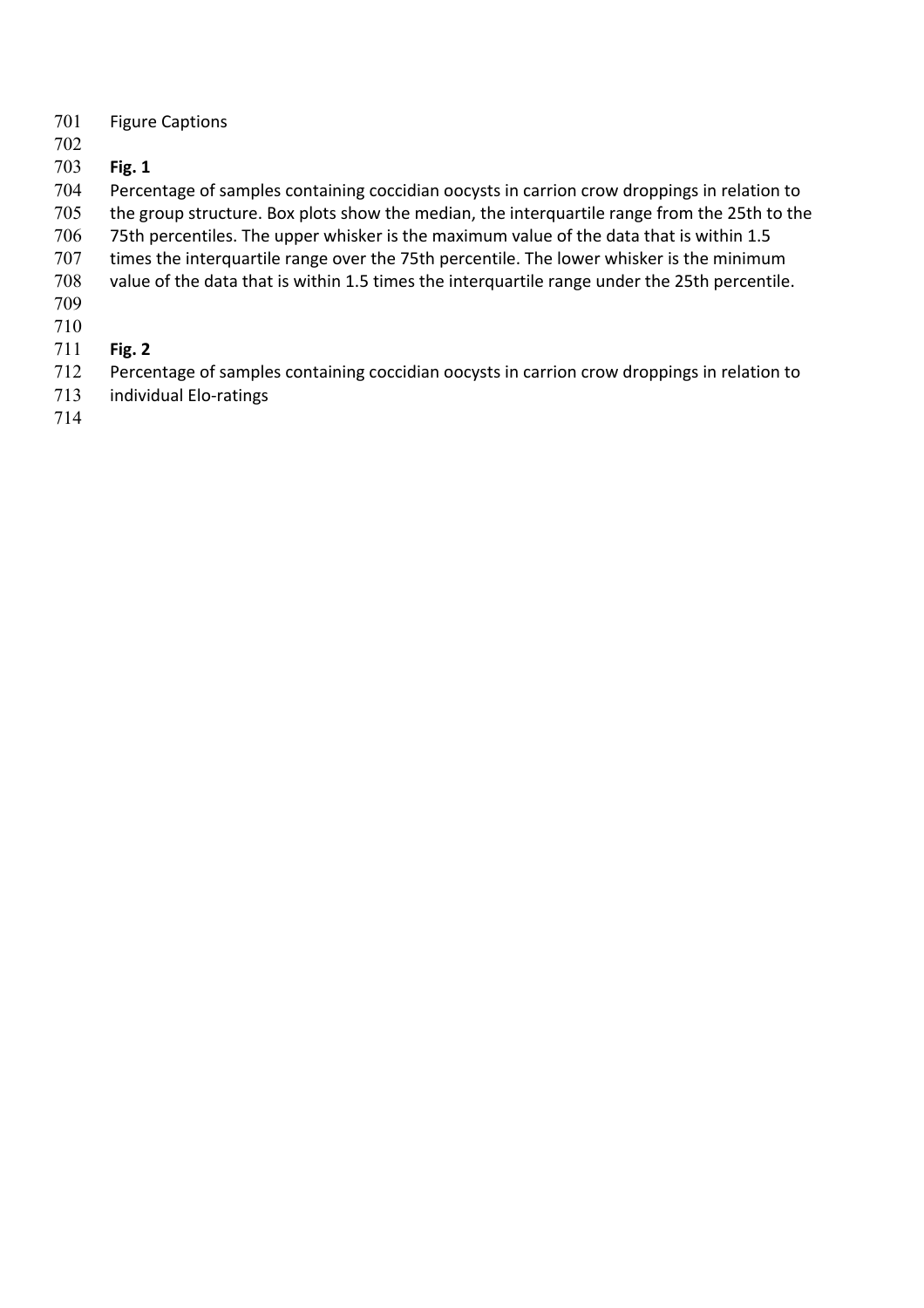Figure Captions

**Fig. 1**

Percentage of samples containing coccidian oocysts in carrion crow droppings in relation to the group structure. Box plots show the median, the interquartile range from the 25th to the 75th percentiles. The upper whisker is the maximum value of the data that is within 1.5 times the interquartile range over the 75th percentile. The lower whisker is the minimum value of the data that is within 1.5 times the interquartile range under the 25th percentile.

**Fig. 2**

Percentage of samples containing coccidian oocysts in carrion crow droppings in relation to individual Elo-ratings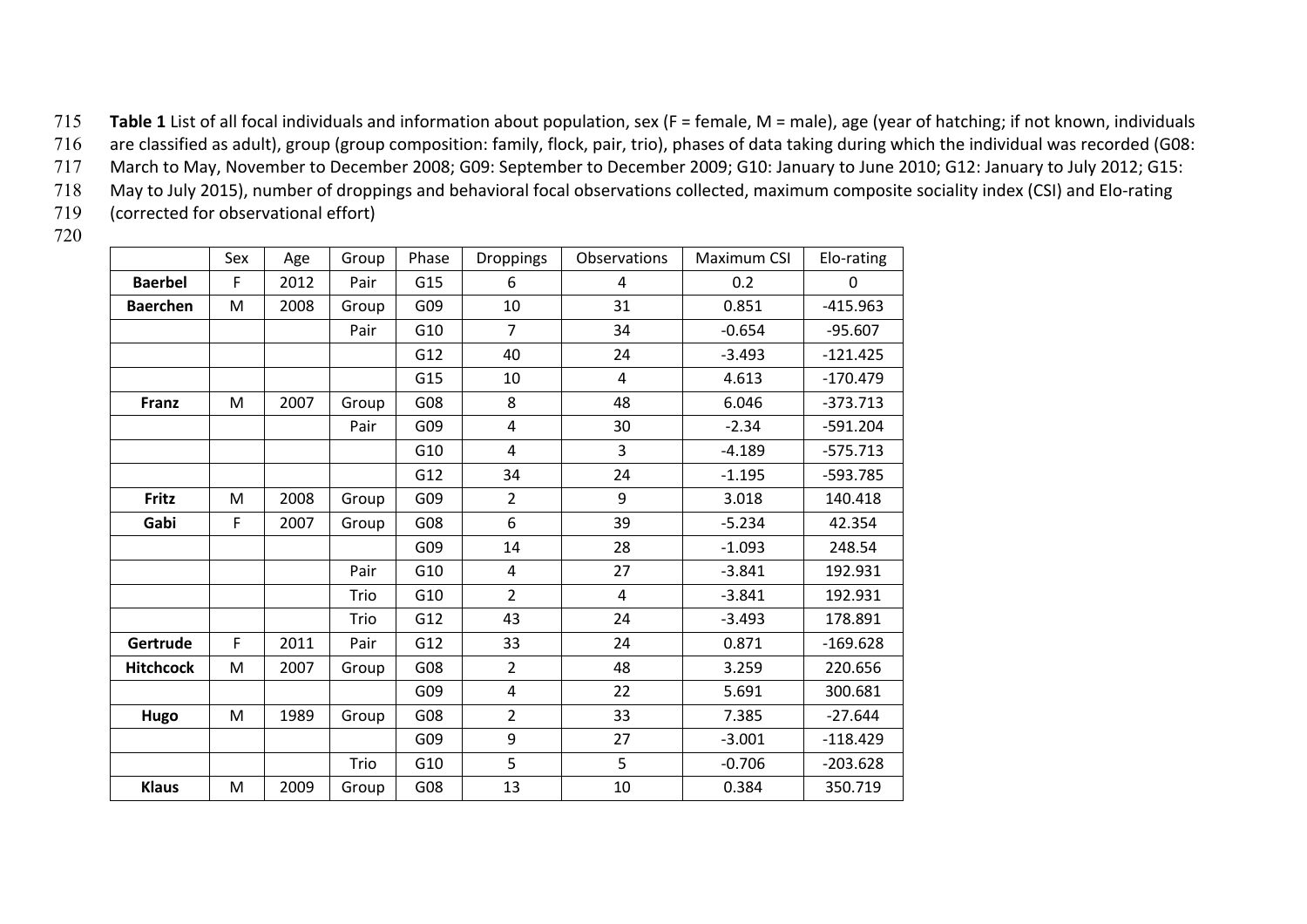**Table 1** List of all focal individuals and information about population, sex (F = female, M = male), age (year of hatching; if not known, individuals are classified as adult), group (group composition: family, flock, pair, trio), phases of data taking during which the individual was recorded (G08: March to May, November to December 2008; G09: September to December 2009; G10: January to June 2010; G12: January to July 2012; G15: May to July 2015), number of droppings and behavioral focal observations collected, maximum composite sociality index (CSI) and Elo-rating (corrected for observational effort)

| | Sex | Age | Group | Phase | Droppings | Observations | Maximum CSI | Elo-rating |
|---|---|---|---|---|---|---|---|---|
| **Baerbel** | F | 2012 | Pair | G15 | 6 | 4 | 0.2 | 0 |
| **Baerchen** | M | 2008 | Group | G09 | 10 | 31 | 0.851 | -415.963 |
| | | | Pair | G10 | 7 | 34 | -0.654 | -95.607 |
| | | | | G12 | 40 | 24 | -3.493 | -121.425 |
| | | | | G15 | 10 | 4 | 4.613 | -170.479 |
| **Franz** | M | 2007 | Group | G08 | 8 | 48 | 6.046 | -373.713 |
| | | | Pair | G09 | 4 | 30 | -2.34 | -591.204 |
| | | | | G10 | 4 | 3 | -4.189 | -575.713 |
| | | | | G12 | 34 | 24 | -1.195 | -593.785 |
| **Fritz** | M | 2008 | Group | G09 | 2 | 9 | 3.018 | 140.418 |
| **Gabi** | F | 2007 | Group | G08 | 6 | 39 | -5.234 | 42.354 |
| | | | | G09 | 14 | 28 | -1.093 | 248.54 |
| | | | Pair | G10 | 4 | 27 | -3.841 | 192.931 |
| | | | Trio | G10 | 2 | 4 | -3.841 | 192.931 |
| | | | Trio | G12 | 43 | 24 | -3.493 | 178.891 |
| **Gertrude** | F | 2011 | Pair | G12 | 33 | 24 | 0.871 | -169.628 |
| **Hitchcock** | M | 2007 | Group | G08 | 2 | 48 | 3.259 | 220.656 |
| | | | | G09 | 4 | 22 | 5.691 | 300.681 |
| **Hugo** | M | 1989 | Group | G08 | 2 | 33 | 7.385 | -27.644 |
| | | | | G09 | 9 | 27 | -3.001 | -118.429 |
| | | | Trio | G10 | 5 | 5 | -0.706 | -203.628 |
| **Klaus** | M | 2009 | Group | G08 | 13 | 10 | 0.384 | 350.719 |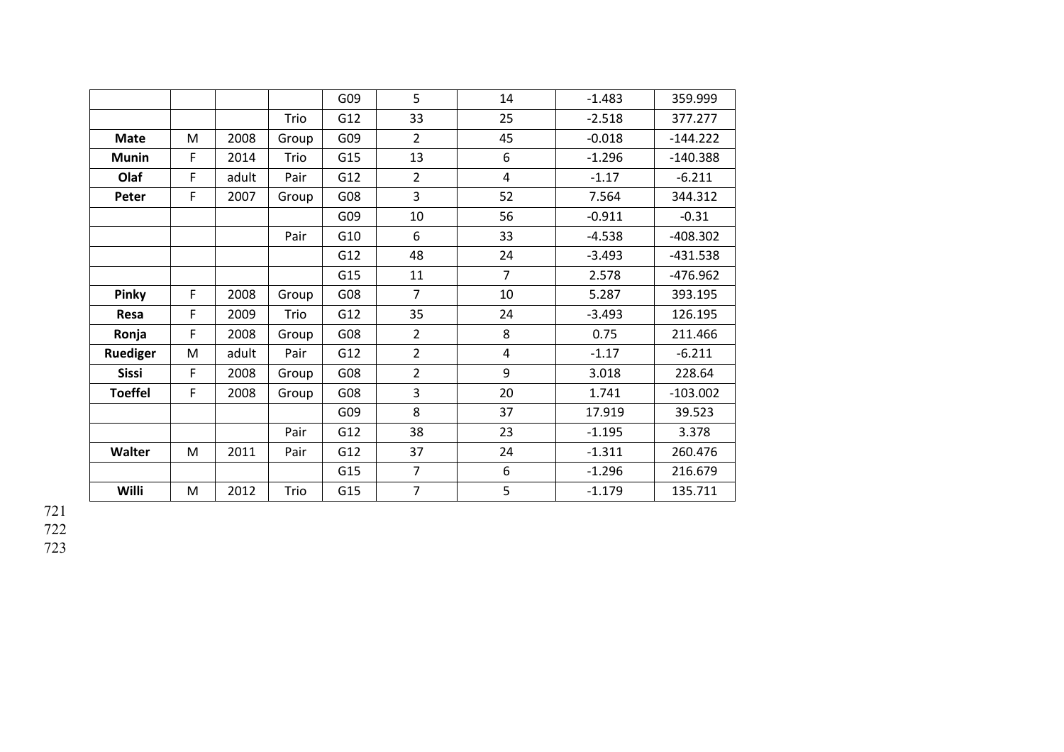| | | | | | | | | |
|---|---|---|---|---|---|---|---|---|
| | | | | G09 | 5 | 14 | -1.483 | 359.999 |
| | | | Trio | G12 | 33 | 25 | -2.518 | 377.277 |
| **Mate** | M | 2008 | Group | G09 | 2 | 45 | -0.018 | -144.222 |
| **Munin** | F | 2014 | Trio | G15 | 13 | 6 | -1.296 | -140.388 |
| **Olaf** | F | adult | Pair | G12 | 2 | 4 | -1.17 | -6.211 |
| **Peter** | F | 2007 | Group | G08 | 3 | 52 | 7.564 | 344.312 |
| | | | | G09 | 10 | 56 | -0.911 | -0.31 |
| | | | Pair | G10 | 6 | 33 | -4.538 | -408.302 |
| | | | | G12 | 48 | 24 | -3.493 | -431.538 |
| | | | | G15 | 11 | 7 | 2.578 | -476.962 |
| **Pinky** | F | 2008 | Group | G08 | 7 | 10 | 5.287 | 393.195 |
| **Resa** | F | 2009 | Trio | G12 | 35 | 24 | -3.493 | 126.195 |
| **Ronja** | F | 2008 | Group | G08 | 2 | 8 | 0.75 | 211.466 |
| **Ruediger** | M | adult | Pair | G12 | 2 | 4 | -1.17 | -6.211 |
| **Sissi** | F | 2008 | Group | G08 | 2 | 9 | 3.018 | 228.64 |
| **Toeffel** | F | 2008 | Group | G08 | 3 | 20 | 1.741 | -103.002 |
| | | | | G09 | 8 | 37 | 17.919 | 39.523 |
| | | | Pair | G12 | 38 | 23 | -1.195 | 3.378 |
| **Walter** | M | 2011 | Pair | G12 | 37 | 24 | -1.311 | 260.476 |
| | | | | G15 | 7 | 6 | -1.296 | 216.679 |
| **Willi** | M | 2012 | Trio | G15 | 7 | 5 | -1.179 | 135.711 |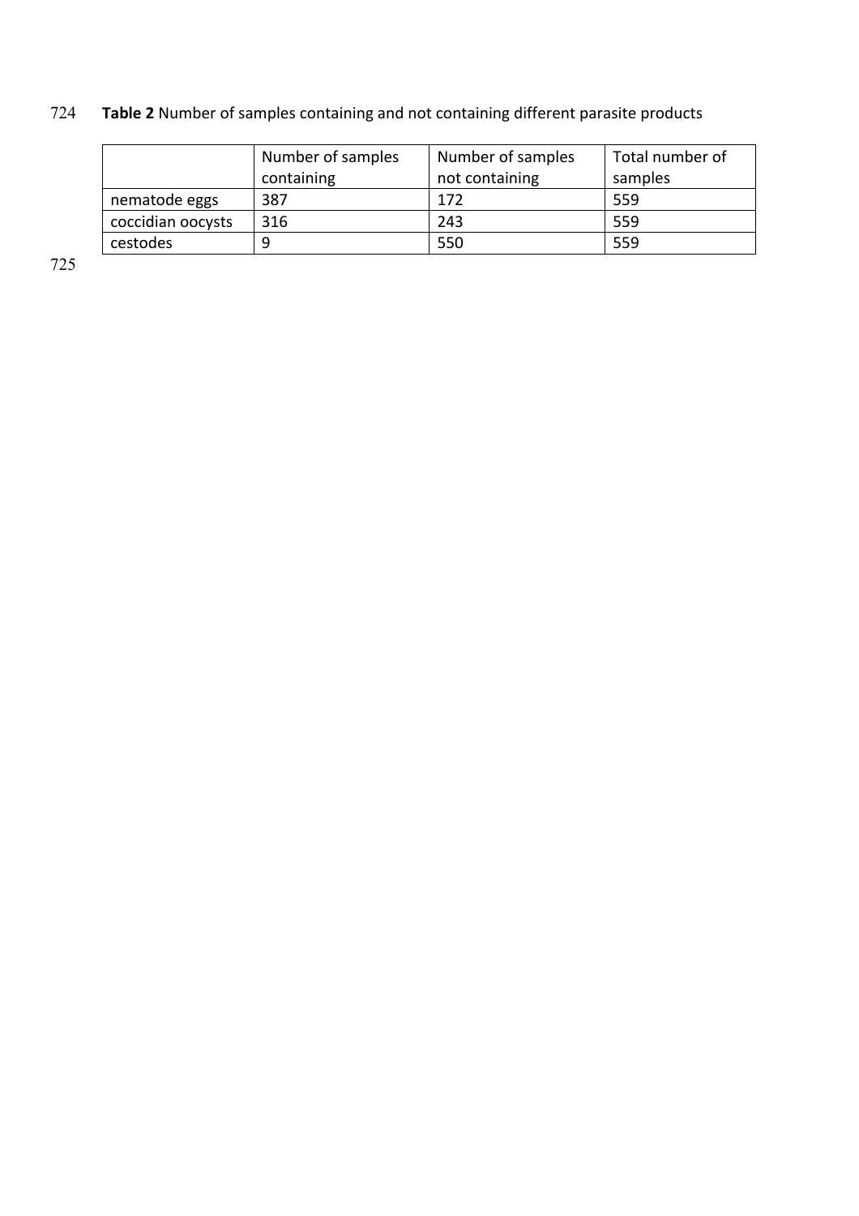**Table 2** Number of samples containing and not containing different parasite products

| | Number of samples containing | Number of samples not containing | Total number of samples |
|---|---|---|---|
| nematode eggs | 387 | 172 | 559 |
| coccidian oocysts | 316 | 243 | 559 |
| cestodes | 9 | 550 | 559 |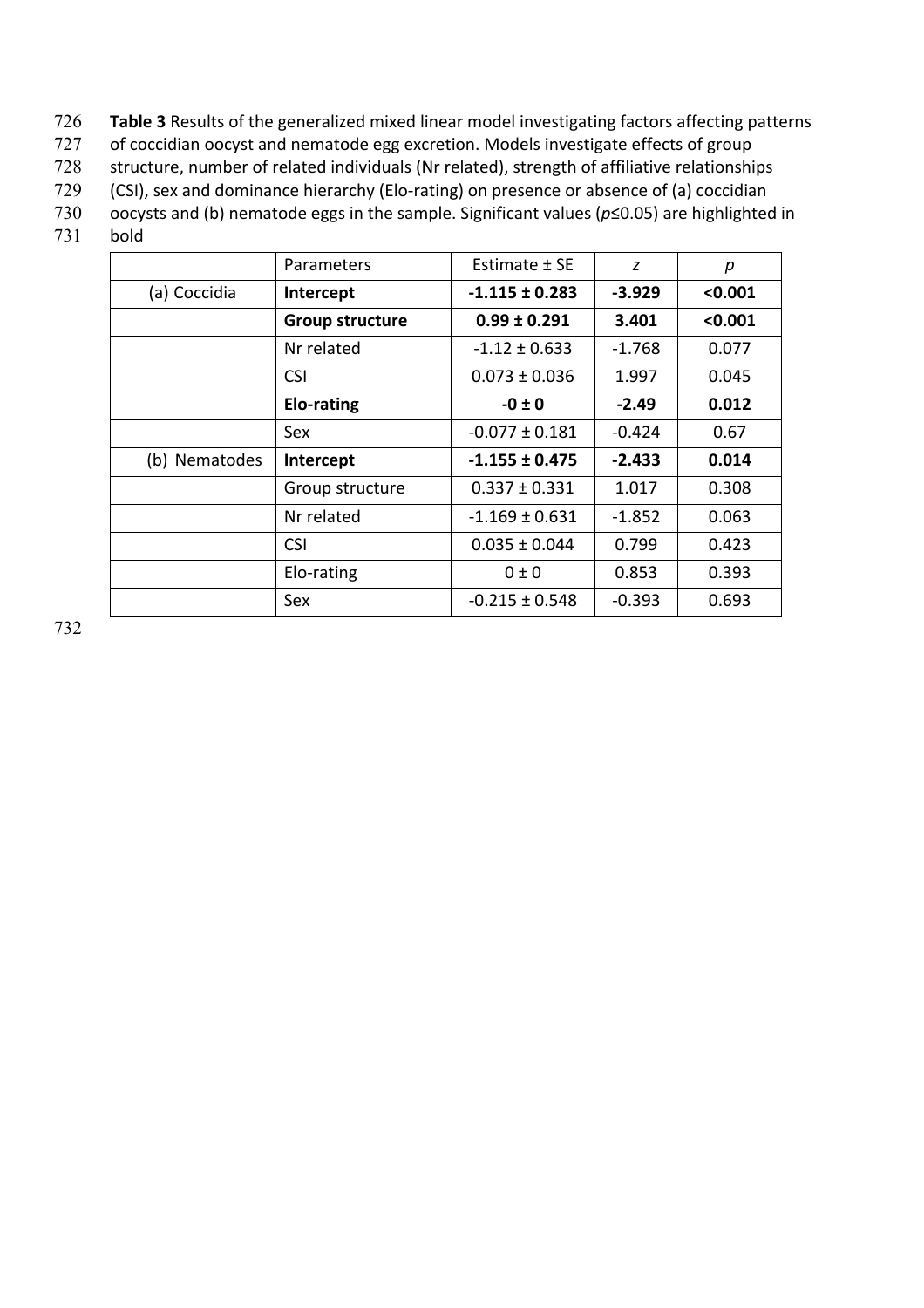**Table 3** Results of the generalized mixed linear model investigating factors affecting patterns of coccidian oocyst and nematode egg excretion. Models investigate effects of group structure, number of related individuals (Nr related), strength of affiliative relationships (CSI), sex and dominance hierarchy (Elo-rating) on presence or absence of (a) coccidian oocysts and (b) nematode eggs in the sample. Significant values ($p$≤0.05) are highlighted in bold

| | Parameters | Estimate ± SE | *z* | *p* |
|---|---|---|---|---|
| (a) Coccidia | **Intercept** | **-1.115 ± 0.283** | **-3.929** | **<0.001** |
| | **Group structure** | **0.99 ± 0.291** | **3.401** | **<0.001** |
| | Nr related | -1.12 ± 0.633 | -1.768 | 0.077 |
| | CSI | 0.073 ± 0.036 | 1.997 | 0.045 |
| | **Elo-rating** | **-0 ± 0** | **-2.49** | **0.012** |
| | Sex | -0.077 ± 0.181 | -0.424 | 0.67 |
| (b) Nematodes | **Intercept** | **-1.155 ± 0.475** | **-2.433** | **0.014** |
| | Group structure | 0.337 ± 0.331 | 1.017 | 0.308 |
| | Nr related | -1.169 ± 0.631 | -1.852 | 0.063 |
| | CSI | 0.035 ± 0.044 | 0.799 | 0.423 |
| | Elo-rating | 0 ± 0 | 0.853 | 0.393 |
| | Sex | -0.215 ± 0.548 | -0.393 | 0.693 |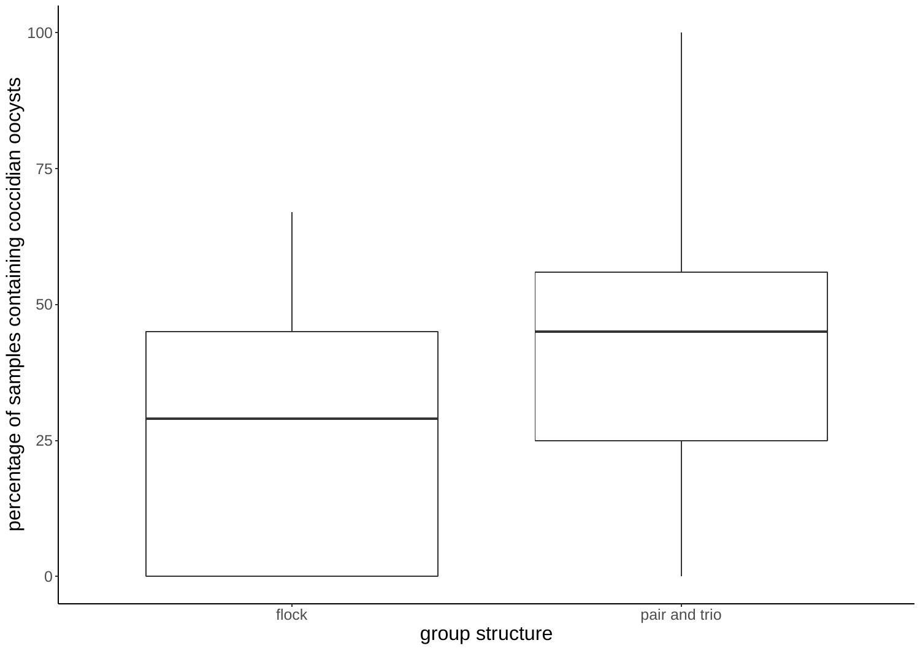percentage of samples containing coccidian oocysts

100

75

50

25

0

flock

pair and trio

group structure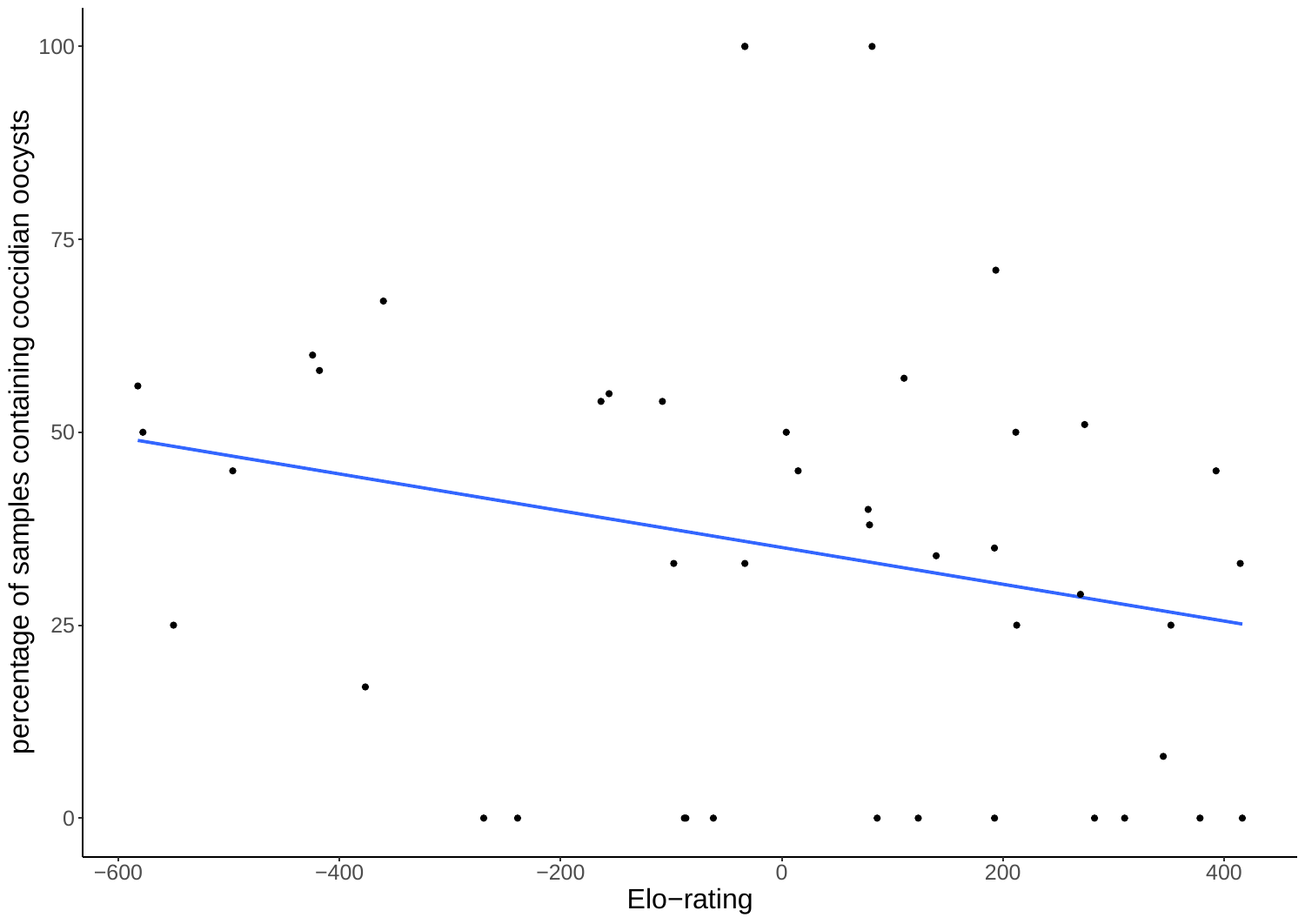percentage of samples containing coccidian oocysts

100

75

50

25

0

−600

−400

−200

0

200

400

Elo−rating